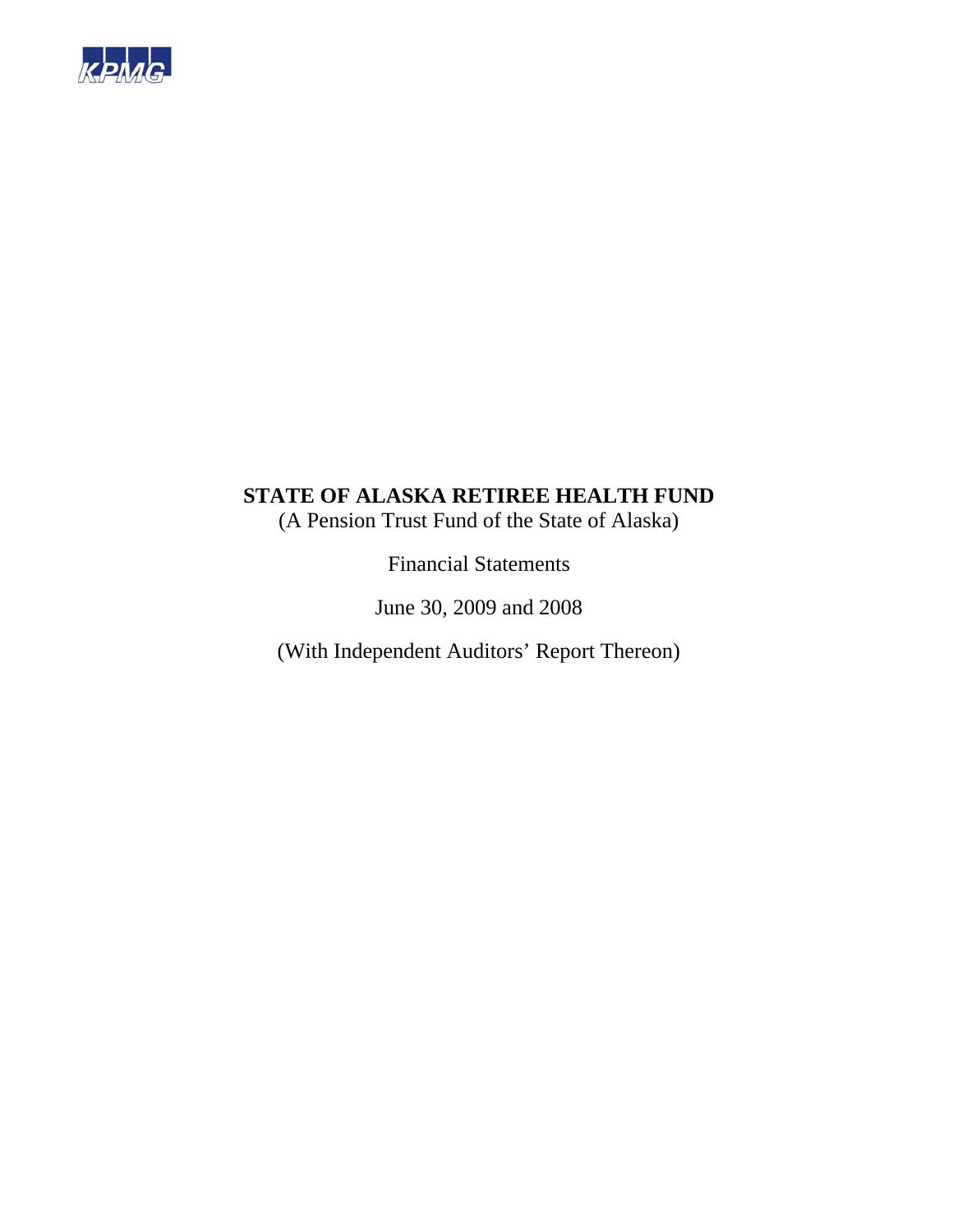KPMG

# STATE OF ALASKA RETIREE HEALTH FUND

(A Pension Trust Fund of the State of Alaska)

Financial Statements

June 30, 2009 and 2008

(With Independent Auditors' Report Thereon)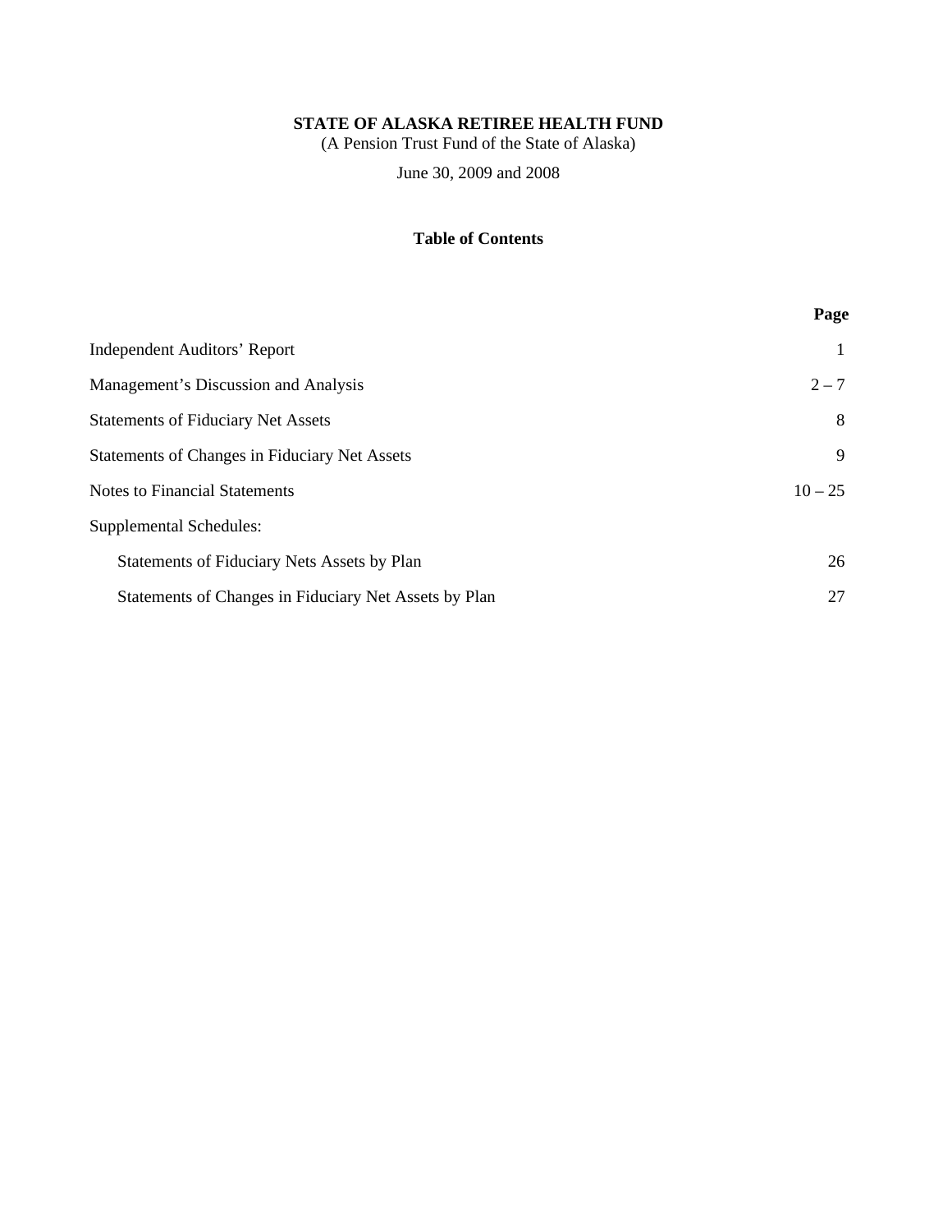**STATE OF ALASKA RETIREE HEALTH FUND**

(A Pension Trust Fund of the State of Alaska)

June 30, 2009 and 2008

**Table of Contents**

| | Page |
|---|---|
| Independent Auditors' Report | 1 |
| Management's Discussion and Analysis | 2 – 7 |
| Statements of Fiduciary Net Assets | 8 |
| Statements of Changes in Fiduciary Net Assets | 9 |
| Notes to Financial Statements | 10 – 25 |
| Supplemental Schedules: | |
| Statements of Fiduciary Nets Assets by Plan | 26 |
| Statements of Changes in Fiduciary Net Assets by Plan | 27 |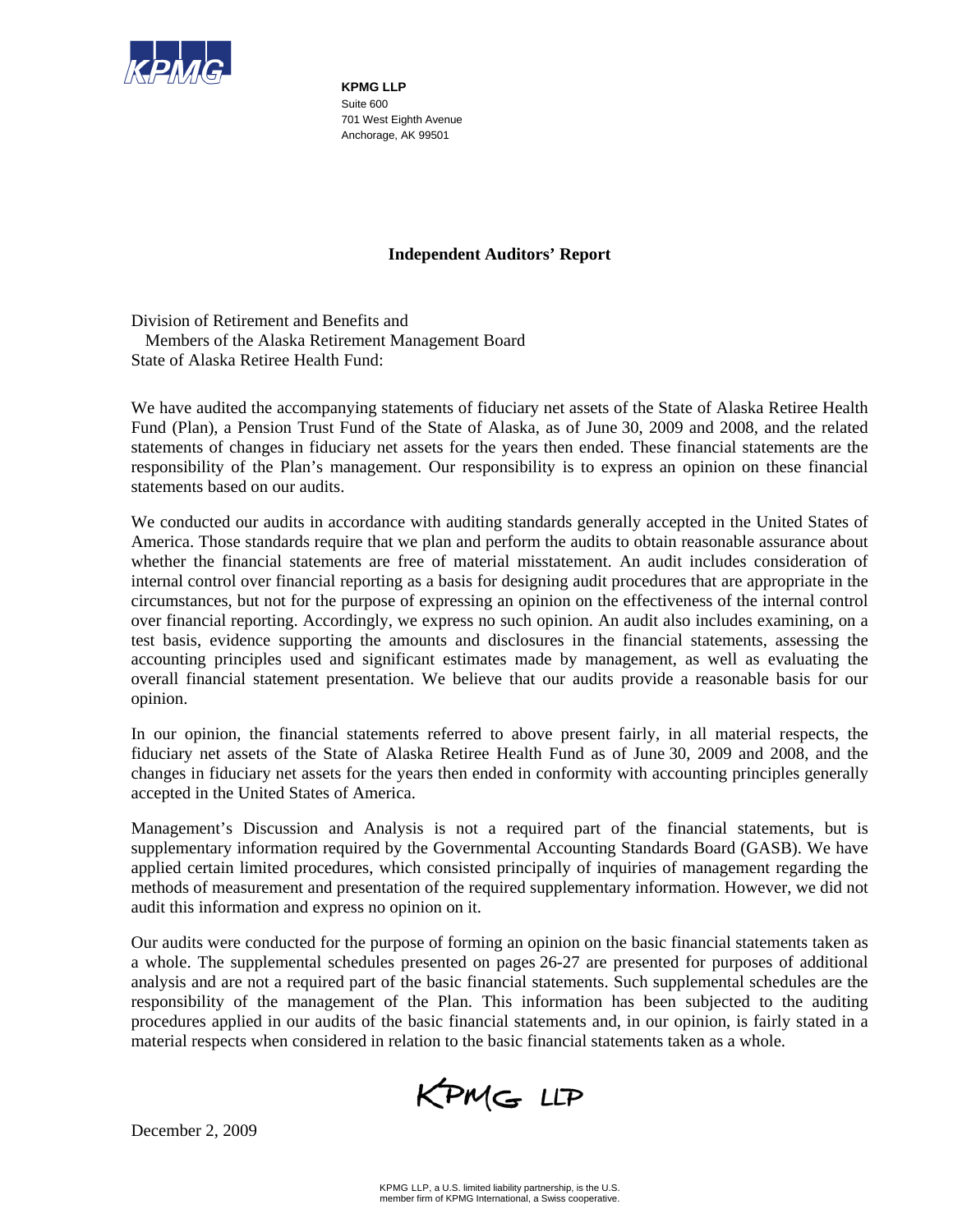**KPMG LLP**
Suite 600
701 West Eighth Avenue
Anchorage, AK 99501

## Independent Auditors' Report

Division of Retirement and Benefits and
Members of the Alaska Retirement Management Board
State of Alaska Retiree Health Fund:

We have audited the accompanying statements of fiduciary net assets of the State of Alaska Retiree Health Fund (Plan), a Pension Trust Fund of the State of Alaska, as of June 30, 2009 and 2008, and the related statements of changes in fiduciary net assets for the years then ended. These financial statements are the responsibility of the Plan's management. Our responsibility is to express an opinion on these financial statements based on our audits.

We conducted our audits in accordance with auditing standards generally accepted in the United States of America. Those standards require that we plan and perform the audits to obtain reasonable assurance about whether the financial statements are free of material misstatement. An audit includes consideration of internal control over financial reporting as a basis for designing audit procedures that are appropriate in the circumstances, but not for the purpose of expressing an opinion on the effectiveness of the internal control over financial reporting. Accordingly, we express no such opinion. An audit also includes examining, on a test basis, evidence supporting the amounts and disclosures in the financial statements, assessing the accounting principles used and significant estimates made by management, as well as evaluating the overall financial statement presentation. We believe that our audits provide a reasonable basis for our opinion.

In our opinion, the financial statements referred to above present fairly, in all material respects, the fiduciary net assets of the State of Alaska Retiree Health Fund as of June 30, 2009 and 2008, and the changes in fiduciary net assets for the years then ended in conformity with accounting principles generally accepted in the United States of America.

Management's Discussion and Analysis is not a required part of the financial statements, but is supplementary information required by the Governmental Accounting Standards Board (GASB). We have applied certain limited procedures, which consisted principally of inquiries of management regarding the methods of measurement and presentation of the required supplementary information. However, we did not audit this information and express no opinion on it.

Our audits were conducted for the purpose of forming an opinion on the basic financial statements taken as a whole. The supplemental schedules presented on pages 26-27 are presented for purposes of additional analysis and are not a required part of the basic financial statements. Such supplemental schedules are the responsibility of the management of the Plan. This information has been subjected to the auditing procedures applied in our audits of the basic financial statements and, in our opinion, is fairly stated in a material respects when considered in relation to the basic financial statements taken as a whole.

KPMG LLP

December 2, 2009

KPMG LLP, a U.S. limited liability partnership, is the U.S. member firm of KPMG International, a Swiss cooperative.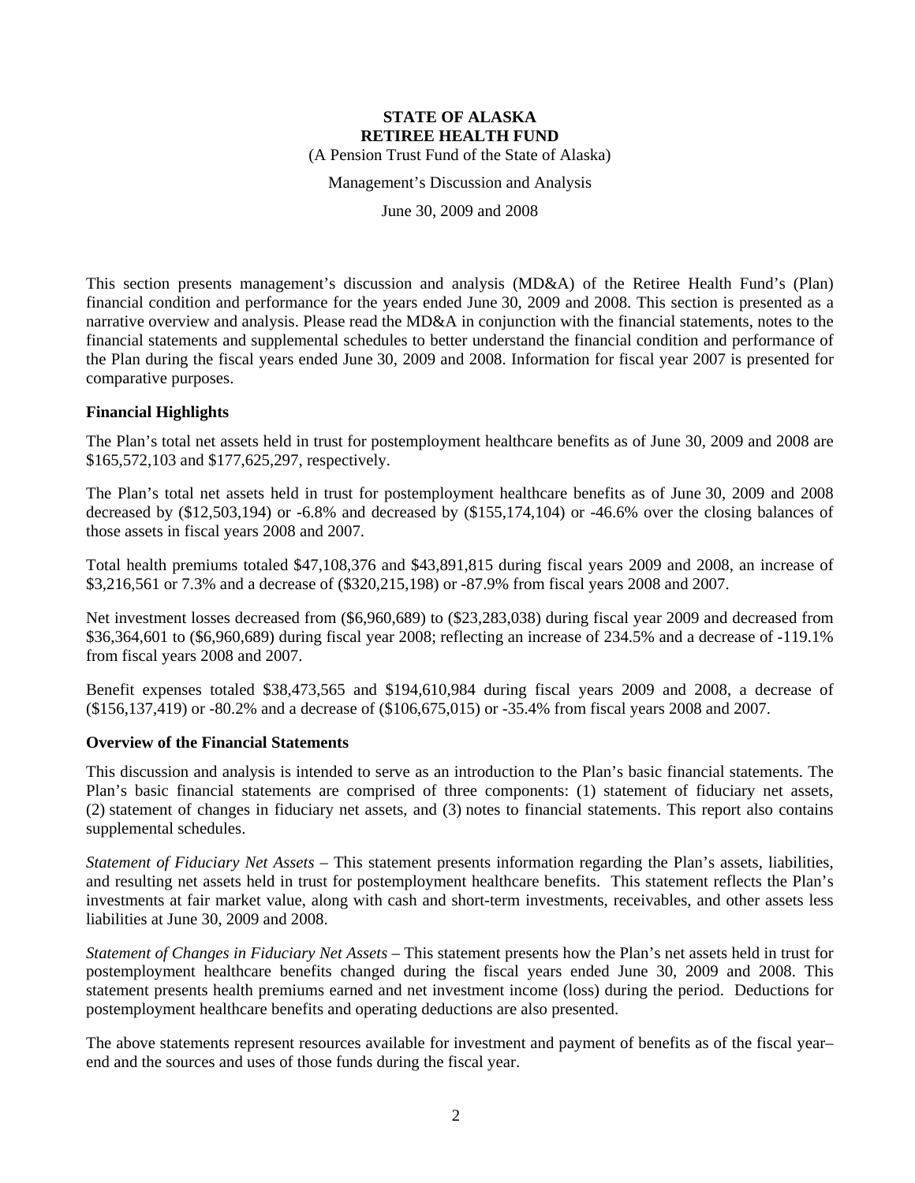# STATE OF ALASKA
# RETIREE HEALTH FUND

(A Pension Trust Fund of the State of Alaska)

Management's Discussion and Analysis

June 30, 2009 and 2008

This section presents management's discussion and analysis (MD&A) of the Retiree Health Fund's (Plan) financial condition and performance for the years ended June 30, 2009 and 2008. This section is presented as a narrative overview and analysis. Please read the MD&A in conjunction with the financial statements, notes to the financial statements and supplemental schedules to better understand the financial condition and performance of the Plan during the fiscal years ended June 30, 2009 and 2008. Information for fiscal year 2007 is presented for comparative purposes.

**Financial Highlights**

The Plan's total net assets held in trust for postemployment healthcare benefits as of June 30, 2009 and 2008 are $165,572,103 and $177,625,297, respectively.

The Plan's total net assets held in trust for postemployment healthcare benefits as of June 30, 2009 and 2008 decreased by ($12,503,194) or -6.8% and decreased by ($155,174,104) or -46.6% over the closing balances of those assets in fiscal years 2008 and 2007.

Total health premiums totaled $47,108,376 and $43,891,815 during fiscal years 2009 and 2008, an increase of $3,216,561 or 7.3% and a decrease of ($320,215,198) or -87.9% from fiscal years 2008 and 2007.

Net investment losses decreased from ($6,960,689) to ($23,283,038) during fiscal year 2009 and decreased from $36,364,601 to ($6,960,689) during fiscal year 2008; reflecting an increase of 234.5% and a decrease of -119.1% from fiscal years 2008 and 2007.

Benefit expenses totaled $38,473,565 and $194,610,984 during fiscal years 2009 and 2008, a decrease of ($156,137,419) or -80.2% and a decrease of ($106,675,015) or -35.4% from fiscal years 2008 and 2007.

**Overview of the Financial Statements**

This discussion and analysis is intended to serve as an introduction to the Plan's basic financial statements. The Plan's basic financial statements are comprised of three components: (1) statement of fiduciary net assets, (2) statement of changes in fiduciary net assets, and (3) notes to financial statements. This report also contains supplemental schedules.

*Statement of Fiduciary Net Assets* – This statement presents information regarding the Plan's assets, liabilities, and resulting net assets held in trust for postemployment healthcare benefits. This statement reflects the Plan's investments at fair market value, along with cash and short-term investments, receivables, and other assets less liabilities at June 30, 2009 and 2008.

*Statement of Changes in Fiduciary Net Assets* – This statement presents how the Plan's net assets held in trust for postemployment healthcare benefits changed during the fiscal years ended June 30, 2009 and 2008. This statement presents health premiums earned and net investment income (loss) during the period. Deductions for postemployment healthcare benefits and operating deductions are also presented.

The above statements represent resources available for investment and payment of benefits as of the fiscal year–end and the sources and uses of those funds during the fiscal year.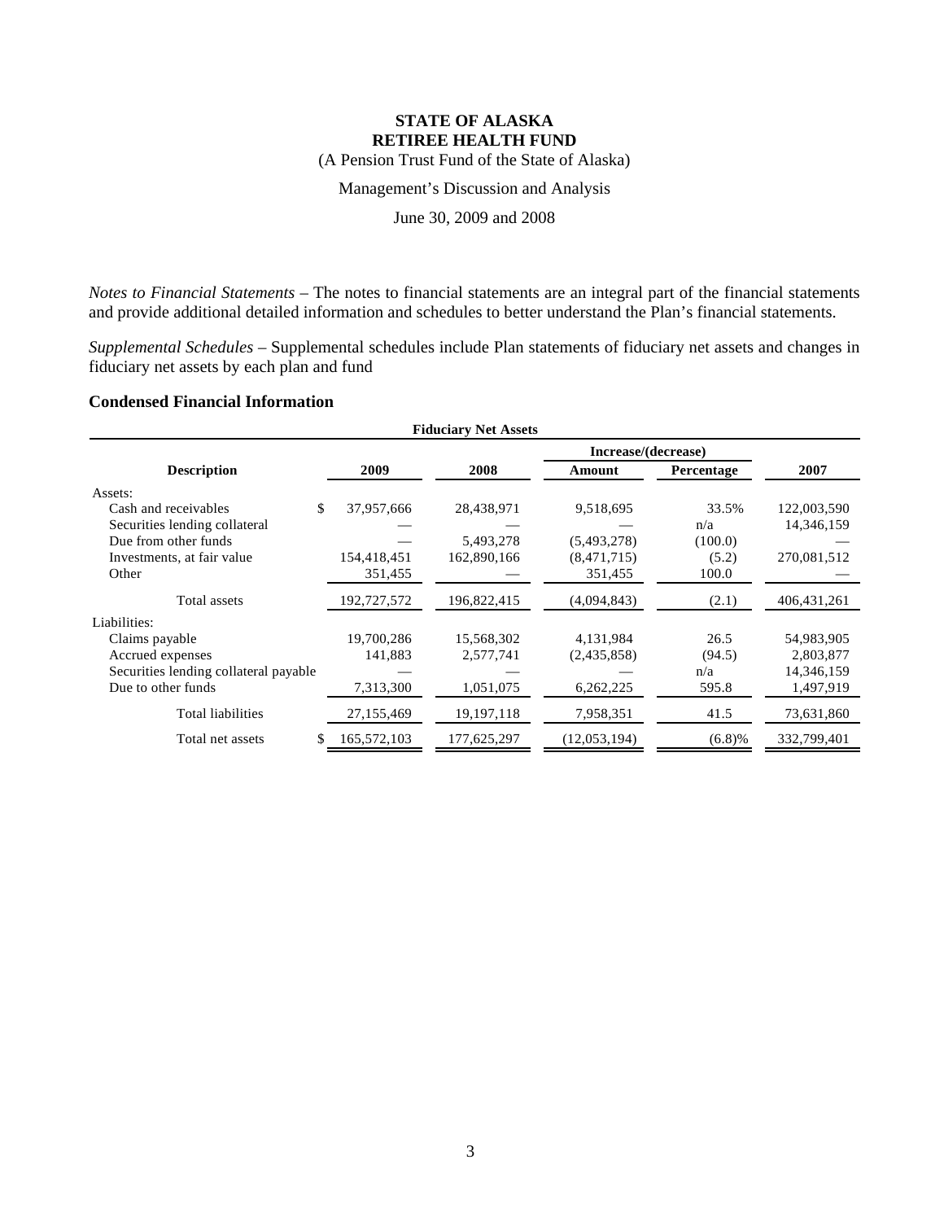**STATE OF ALASKA**
**RETIREE HEALTH FUND**
(A Pension Trust Fund of the State of Alaska)

Management's Discussion and Analysis

June 30, 2009 and 2008

*Notes to Financial Statements* – The notes to financial statements are an integral part of the financial statements and provide additional detailed information and schedules to better understand the Plan's financial statements.

*Supplemental Schedules* – Supplemental schedules include Plan statements of fiduciary net assets and changes in fiduciary net assets by each plan and fund

### Condensed Financial Information

**Fiduciary Net Assets**

| Description | 2009 | 2008 | Increase/(decrease) Amount | Increase/(decrease) Percentage | 2007 |
|---|---|---|---|---|---|
| Assets: | | | | | |
| Cash and receivables | $ 37,957,666 | 28,438,971 | 9,518,695 | 33.5% | 122,003,590 |
| Securities lending collateral | — | — | — | n/a | 14,346,159 |
| Due from other funds | — | 5,493,278 | (5,493,278) | (100.0) | — |
| Investments, at fair value | 154,418,451 | 162,890,166 | (8,471,715) | (5.2) | 270,081,512 |
| Other | 351,455 | — | 351,455 | 100.0 | — |
| Total assets | 192,727,572 | 196,822,415 | (4,094,843) | (2.1) | 406,431,261 |
| Liabilities: | | | | | |
| Claims payable | 19,700,286 | 15,568,302 | 4,131,984 | 26.5 | 54,983,905 |
| Accrued expenses | 141,883 | 2,577,741 | (2,435,858) | (94.5) | 2,803,877 |
| Securities lending collateral payable | — | — | — | n/a | 14,346,159 |
| Due to other funds | 7,313,300 | 1,051,075 | 6,262,225 | 595.8 | 1,497,919 |
| Total liabilities | 27,155,469 | 19,197,118 | 7,958,351 | 41.5 | 73,631,860 |
| Total net assets | $ 165,572,103 | 177,625,297 | (12,053,194) | (6.8)% | 332,799,401 |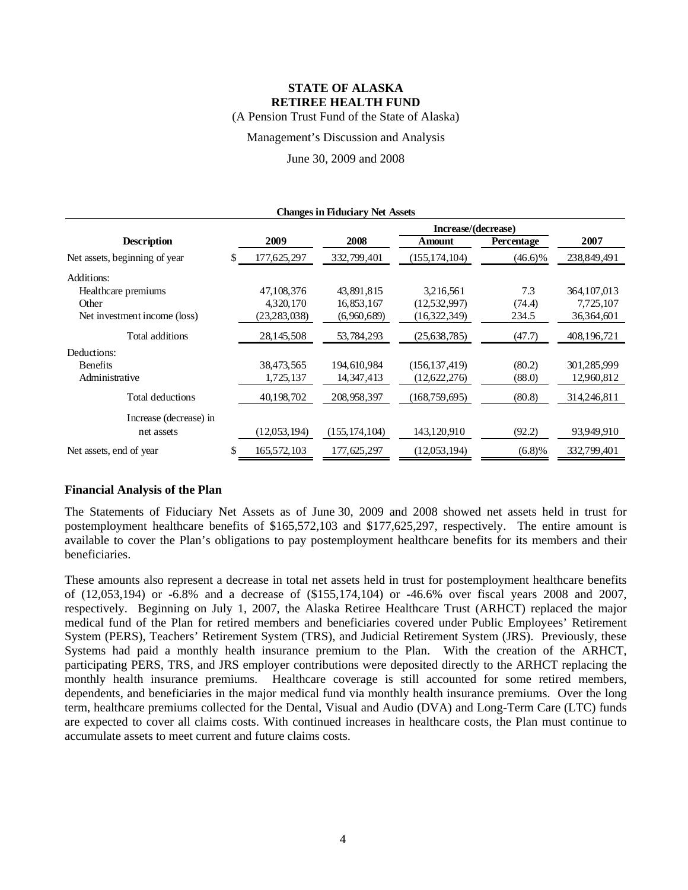**STATE OF ALASKA**
**RETIREE HEALTH FUND**
(A Pension Trust Fund of the State of Alaska)

Management's Discussion and Analysis

June 30, 2009 and 2008

**Changes in Fiduciary Net Assets**

| Description | 2009 | 2008 | Increase/(decrease) Amount | Increase/(decrease) Percentage | 2007 |
|---|---|---|---|---|---|
| Net assets, beginning of year | $ 177,625,297 | 332,799,401 | (155,174,104) | (46.6)% | 238,849,491 |
| Additions: | | | | | |
| Healthcare premiums | 47,108,376 | 43,891,815 | 3,216,561 | 7.3 | 364,107,013 |
| Other | 4,320,170 | 16,853,167 | (12,532,997) | (74.4) | 7,725,107 |
| Net investment income (loss) | (23,283,038) | (6,960,689) | (16,322,349) | 234.5 | 36,364,601 |
| Total additions | 28,145,508 | 53,784,293 | (25,638,785) | (47.7) | 408,196,721 |
| Deductions: | | | | | |
| Benefits | 38,473,565 | 194,610,984 | (156,137,419) | (80.2) | 301,285,999 |
| Administrative | 1,725,137 | 14,347,413 | (12,622,276) | (88.0) | 12,960,812 |
| Total deductions | 40,198,702 | 208,958,397 | (168,759,695) | (80.8) | 314,246,811 |
| Increase (decrease) in net assets | (12,053,194) | (155,174,104) | 143,120,910 | (92.2) | 93,949,910 |
| Net assets, end of year | $ 165,572,103 | 177,625,297 | (12,053,194) | (6.8)% | 332,799,401 |

## Financial Analysis of the Plan

The Statements of Fiduciary Net Assets as of June 30, 2009 and 2008 showed net assets held in trust for postemployment healthcare benefits of $165,572,103 and $177,625,297, respectively. The entire amount is available to cover the Plan's obligations to pay postemployment healthcare benefits for its members and their beneficiaries.

These amounts also represent a decrease in total net assets held in trust for postemployment healthcare benefits of (12,053,194) or -6.8% and a decrease of ($155,174,104) or -46.6% over fiscal years 2008 and 2007, respectively. Beginning on July 1, 2007, the Alaska Retiree Healthcare Trust (ARHCT) replaced the major medical fund of the Plan for retired members and beneficiaries covered under Public Employees' Retirement System (PERS), Teachers' Retirement System (TRS), and Judicial Retirement System (JRS). Previously, these Systems had paid a monthly health insurance premium to the Plan. With the creation of the ARHCT, participating PERS, TRS, and JRS employer contributions were deposited directly to the ARHCT replacing the monthly health insurance premiums. Healthcare coverage is still accounted for some retired members, dependents, and beneficiaries in the major medical fund via monthly health insurance premiums. Over the long term, healthcare premiums collected for the Dental, Visual and Audio (DVA) and Long-Term Care (LTC) funds are expected to cover all claims costs. With continued increases in healthcare costs, the Plan must continue to accumulate assets to meet current and future claims costs.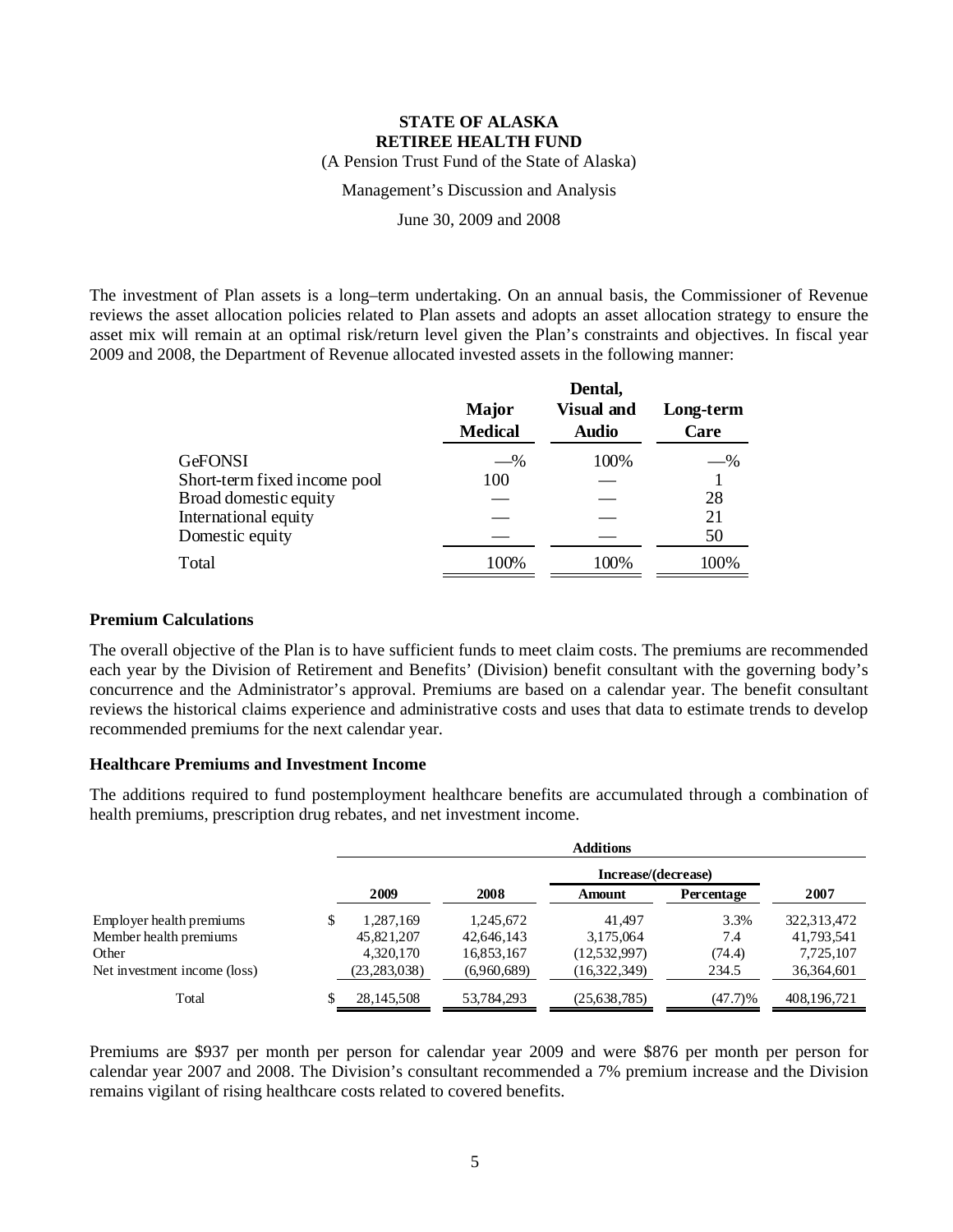The investment of Plan assets is a long–term undertaking. On an annual basis, the Commissioner of Revenue reviews the asset allocation policies related to Plan assets and adopts an asset allocation strategy to ensure the asset mix will remain at an optimal risk/return level given the Plan's constraints and objectives. In fiscal year 2009 and 2008, the Department of Revenue allocated invested assets in the following manner:

| | Major Medical | Dental, Visual and Audio | Long-term Care |
|---|---|---|---|
| GeFONSI | —% | 100% | —% |
| Short-term fixed income pool | 100 | — | 1 |
| Broad domestic equity | — | — | 28 |
| International equity | — | — | 21 |
| Domestic equity | — | — | 50 |
| Total | 100% | 100% | 100% |

### Premium Calculations

The overall objective of the Plan is to have sufficient funds to meet claim costs. The premiums are recommended each year by the Division of Retirement and Benefits' (Division) benefit consultant with the governing body's concurrence and the Administrator's approval. Premiums are based on a calendar year. The benefit consultant reviews the historical claims experience and administrative costs and uses that data to estimate trends to develop recommended premiums for the next calendar year.

### Healthcare Premiums and Investment Income

The additions required to fund postemployment healthcare benefits are accumulated through a combination of health premiums, prescription drug rebates, and net investment income.

| | Additions | | | | |
|---|---|---|---|---|---|
| | | | Increase/(decrease) | | |
| | 2009 | 2008 | Amount | Percentage | 2007 |
| Employer health premiums | $ 1,287,169 | 1,245,672 | 41,497 | 3.3% | 322,313,472 |
| Member health premiums | 45,821,207 | 42,646,143 | 3,175,064 | 7.4 | 41,793,541 |
| Other | 4,320,170 | 16,853,167 | (12,532,997) | (74.4) | 7,725,107 |
| Net investment income (loss) | (23,283,038) | (6,960,689) | (16,322,349) | 234.5 | 36,364,601 |
| Total | $ 28,145,508 | 53,784,293 | (25,638,785) | (47.7)% | 408,196,721 |

Premiums are $937 per month per person for calendar year 2009 and were $876 per month per person for calendar year 2007 and 2008. The Division's consultant recommended a 7% premium increase and the Division remains vigilant of rising healthcare costs related to covered benefits.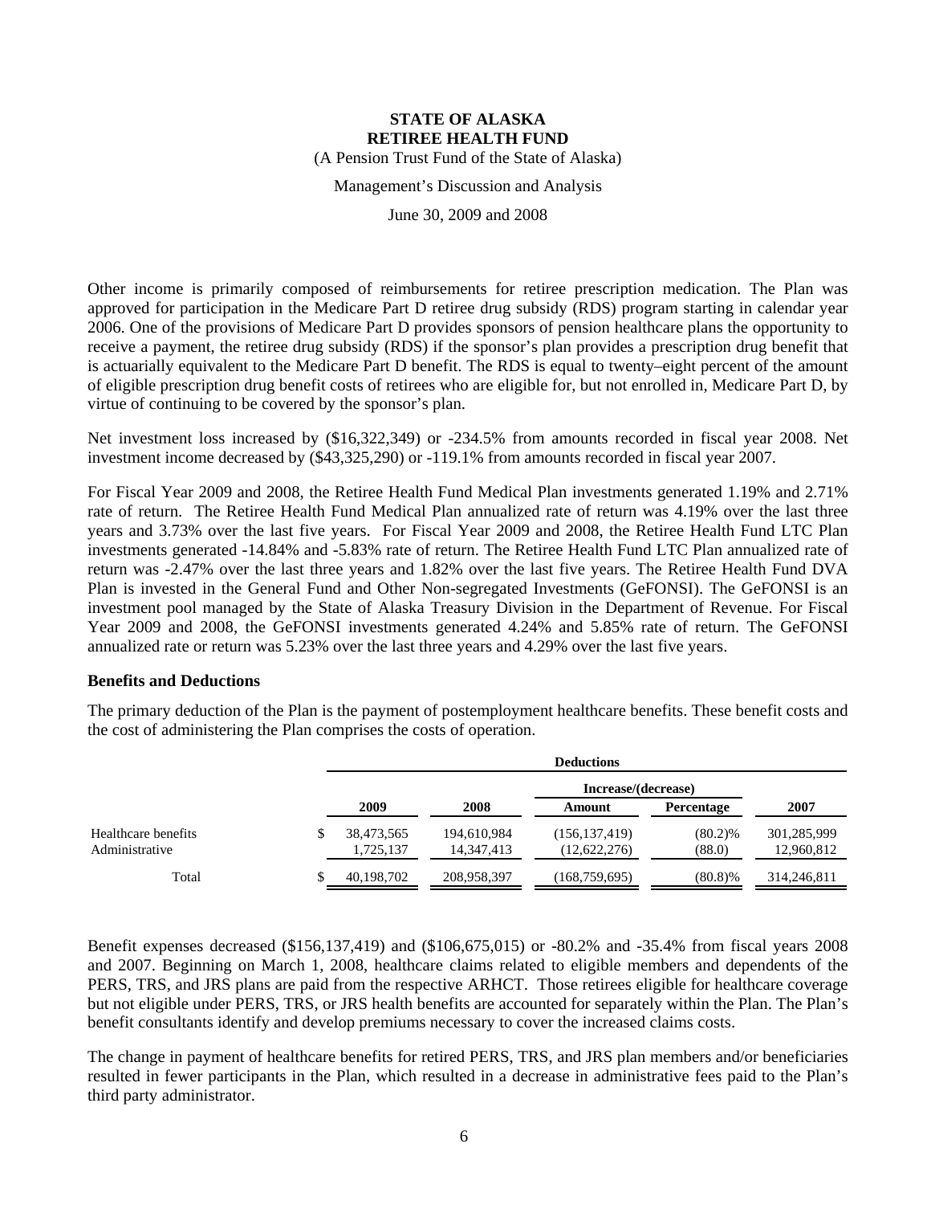# STATE OF ALASKA
# RETIREE HEALTH FUND

(A Pension Trust Fund of the State of Alaska)

Management's Discussion and Analysis

June 30, 2009 and 2008

Other income is primarily composed of reimbursements for retiree prescription medication. The Plan was approved for participation in the Medicare Part D retiree drug subsidy (RDS) program starting in calendar year 2006. One of the provisions of Medicare Part D provides sponsors of pension healthcare plans the opportunity to receive a payment, the retiree drug subsidy (RDS) if the sponsor's plan provides a prescription drug benefit that is actuarially equivalent to the Medicare Part D benefit. The RDS is equal to twenty–eight percent of the amount of eligible prescription drug benefit costs of retirees who are eligible for, but not enrolled in, Medicare Part D, by virtue of continuing to be covered by the sponsor's plan.

Net investment loss increased by ($16,322,349) or -234.5% from amounts recorded in fiscal year 2008. Net investment income decreased by ($43,325,290) or -119.1% from amounts recorded in fiscal year 2007.

For Fiscal Year 2009 and 2008, the Retiree Health Fund Medical Plan investments generated 1.19% and 2.71% rate of return. The Retiree Health Fund Medical Plan annualized rate of return was 4.19% over the last three years and 3.73% over the last five years. For Fiscal Year 2009 and 2008, the Retiree Health Fund LTC Plan investments generated -14.84% and -5.83% rate of return. The Retiree Health Fund LTC Plan annualized rate of return was -2.47% over the last three years and 1.82% over the last five years. The Retiree Health Fund DVA Plan is invested in the General Fund and Other Non-segregated Investments (GeFONSI). The GeFONSI is an investment pool managed by the State of Alaska Treasury Division in the Department of Revenue. For Fiscal Year 2009 and 2008, the GeFONSI investments generated 4.24% and 5.85% rate of return. The GeFONSI annualized rate or return was 5.23% over the last three years and 4.29% over the last five years.

**Benefits and Deductions**

The primary deduction of the Plan is the payment of postemployment healthcare benefits. These benefit costs and the cost of administering the Plan comprises the costs of operation.

| | Deductions | | | | |
|---|---|---|---|---|---|
| | | | Increase/(decrease) | | |
| | 2009 | 2008 | Amount | Percentage | 2007 |
| Healthcare benefits | $ 38,473,565 | 194,610,984 | (156,137,419) | (80.2)% | 301,285,999 |
| Administrative | 1,725,137 | 14,347,413 | (12,622,276) | (88.0) | 12,960,812 |
| Total | $ 40,198,702 | 208,958,397 | (168,759,695) | (80.8)% | 314,246,811 |

Benefit expenses decreased ($156,137,419) and ($106,675,015) or -80.2% and -35.4% from fiscal years 2008 and 2007. Beginning on March 1, 2008, healthcare claims related to eligible members and dependents of the PERS, TRS, and JRS plans are paid from the respective ARHCT. Those retirees eligible for healthcare coverage but not eligible under PERS, TRS, or JRS health benefits are accounted for separately within the Plan. The Plan's benefit consultants identify and develop premiums necessary to cover the increased claims costs.

The change in payment of healthcare benefits for retired PERS, TRS, and JRS plan members and/or beneficiaries resulted in fewer participants in the Plan, which resulted in a decrease in administrative fees paid to the Plan's third party administrator.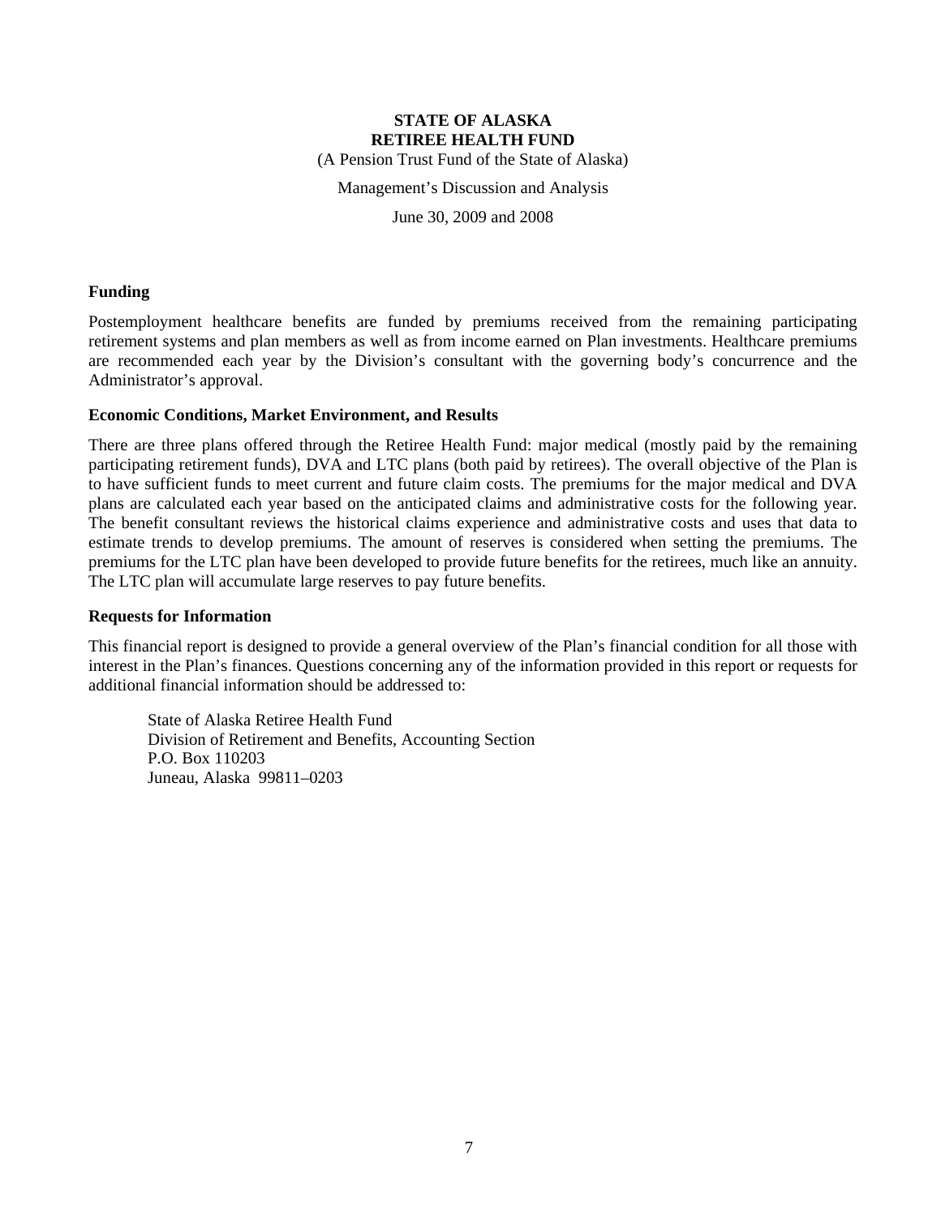**STATE OF ALASKA**
**RETIREE HEALTH FUND**

(A Pension Trust Fund of the State of Alaska)

Management's Discussion and Analysis

June 30, 2009 and 2008

### Funding

Postemployment healthcare benefits are funded by premiums received from the remaining participating retirement systems and plan members as well as from income earned on Plan investments. Healthcare premiums are recommended each year by the Division's consultant with the governing body's concurrence and the Administrator's approval.

### Economic Conditions, Market Environment, and Results

There are three plans offered through the Retiree Health Fund: major medical (mostly paid by the remaining participating retirement funds), DVA and LTC plans (both paid by retirees). The overall objective of the Plan is to have sufficient funds to meet current and future claim costs. The premiums for the major medical and DVA plans are calculated each year based on the anticipated claims and administrative costs for the following year. The benefit consultant reviews the historical claims experience and administrative costs and uses that data to estimate trends to develop premiums. The amount of reserves is considered when setting the premiums. The premiums for the LTC plan have been developed to provide future benefits for the retirees, much like an annuity. The LTC plan will accumulate large reserves to pay future benefits.

### Requests for Information

This financial report is designed to provide a general overview of the Plan's financial condition for all those with interest in the Plan's finances. Questions concerning any of the information provided in this report or requests for additional financial information should be addressed to:

State of Alaska Retiree Health Fund
Division of Retirement and Benefits, Accounting Section
P.O. Box 110203
Juneau, Alaska 99811–0203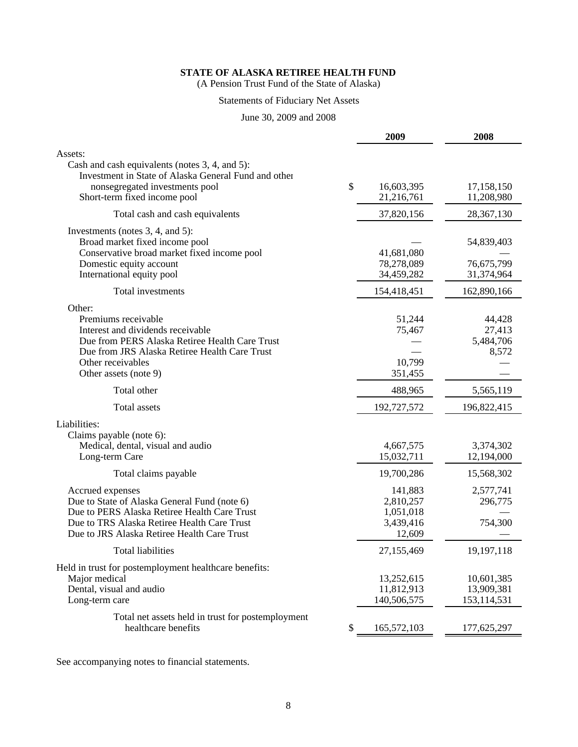**STATE OF ALASKA RETIREE HEALTH FUND**

(A Pension Trust Fund of the State of Alaska)

Statements of Fiduciary Net Assets

June 30, 2009 and 2008

| | 2009 | 2008 |
|---|---|---|
| Assets: | | |
| Cash and cash equivalents (notes 3, 4, and 5): | | |
| Investment in State of Alaska General Fund and other nonsegregated investments pool | $ 16,603,395 | 17,158,150 |
| Short-term fixed income pool | 21,216,761 | 11,208,980 |
| Total cash and cash equivalents | 37,820,156 | 28,367,130 |
| Investments (notes 3, 4, and 5): | | |
| Broad market fixed income pool | — | 54,839,403 |
| Conservative broad market fixed income pool | 41,681,080 | — |
| Domestic equity account | 78,278,089 | 76,675,799 |
| International equity pool | 34,459,282 | 31,374,964 |
| Total investments | 154,418,451 | 162,890,166 |
| Other: | | |
| Premiums receivable | 51,244 | 44,428 |
| Interest and dividends receivable | 75,467 | 27,413 |
| Due from PERS Alaska Retiree Health Care Trust | — | 5,484,706 |
| Due from JRS Alaska Retiree Health Care Trust | — | 8,572 |
| Other receivables | 10,799 | — |
| Other assets (note 9) | 351,455 | — |
| Total other | 488,965 | 5,565,119 |
| Total assets | 192,727,572 | 196,822,415 |
| Liabilities: | | |
| Claims payable (note 6): | | |
| Medical, dental, visual and audio | 4,667,575 | 3,374,302 |
| Long-term Care | 15,032,711 | 12,194,000 |
| Total claims payable | 19,700,286 | 15,568,302 |
| Accrued expenses | 141,883 | 2,577,741 |
| Due to State of Alaska General Fund (note 6) | 2,810,257 | 296,775 |
| Due to PERS Alaska Retiree Health Care Trust | 1,051,018 | — |
| Due to TRS Alaska Retiree Health Care Trust | 3,439,416 | 754,300 |
| Due to JRS Alaska Retiree Health Care Trust | 12,609 | — |
| Total liabilities | 27,155,469 | 19,197,118 |
| Held in trust for postemployment healthcare benefits: | | |
| Major medical | 13,252,615 | 10,601,385 |
| Dental, visual and audio | 11,812,913 | 13,909,381 |
| Long-term care | 140,506,575 | 153,114,531 |
| Total net assets held in trust for postemployment healthcare benefits | $ 165,572,103 | 177,625,297 |

See accompanying notes to financial statements.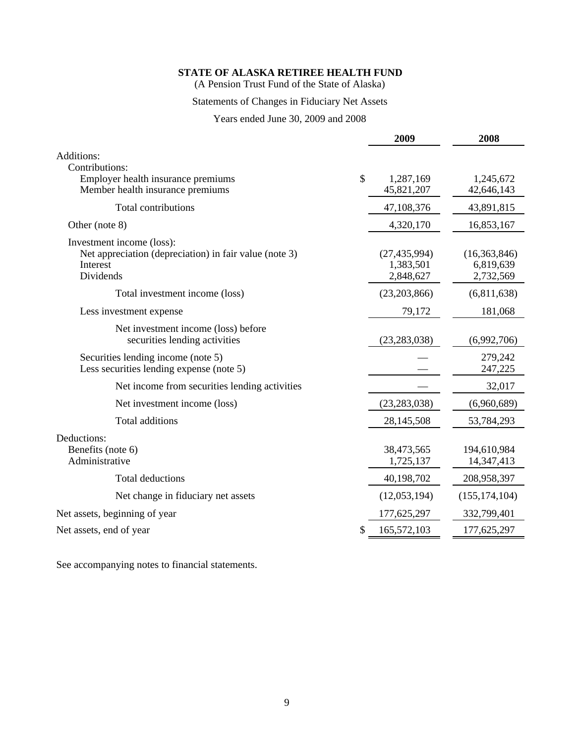**STATE OF ALASKA RETIREE HEALTH FUND**

(A Pension Trust Fund of the State of Alaska)

Statements of Changes in Fiduciary Net Assets

Years ended June 30, 2009 and 2008

| | 2009 | 2008 |
|---|---|---|
| Additions: | | |
| Contributions: | | |
| Employer health insurance premiums | $ 1,287,169 | 1,245,672 |
| Member health insurance premiums | 45,821,207 | 42,646,143 |
| Total contributions | 47,108,376 | 43,891,815 |
| Other (note 8) | 4,320,170 | 16,853,167 |
| Investment income (loss): | | |
| Net appreciation (depreciation) in fair value (note 3) | (27,435,994) | (16,363,846) |
| Interest | 1,383,501 | 6,819,639 |
| Dividends | 2,848,627 | 2,732,569 |
| Total investment income (loss) | (23,203,866) | (6,811,638) |
| Less investment expense | 79,172 | 181,068 |
| Net investment income (loss) before securities lending activities | (23,283,038) | (6,992,706) |
| Securities lending income (note 5) | — | 279,242 |
| Less securities lending expense (note 5) | — | 247,225 |
| Net income from securities lending activities | — | 32,017 |
| Net investment income (loss) | (23,283,038) | (6,960,689) |
| Total additions | 28,145,508 | 53,784,293 |
| Deductions: | | |
| Benefits (note 6) | 38,473,565 | 194,610,984 |
| Administrative | 1,725,137 | 14,347,413 |
| Total deductions | 40,198,702 | 208,958,397 |
| Net change in fiduciary net assets | (12,053,194) | (155,174,104) |
| Net assets, beginning of year | 177,625,297 | 332,799,401 |
| Net assets, end of year | $ 165,572,103 | 177,625,297 |

See accompanying notes to financial statements.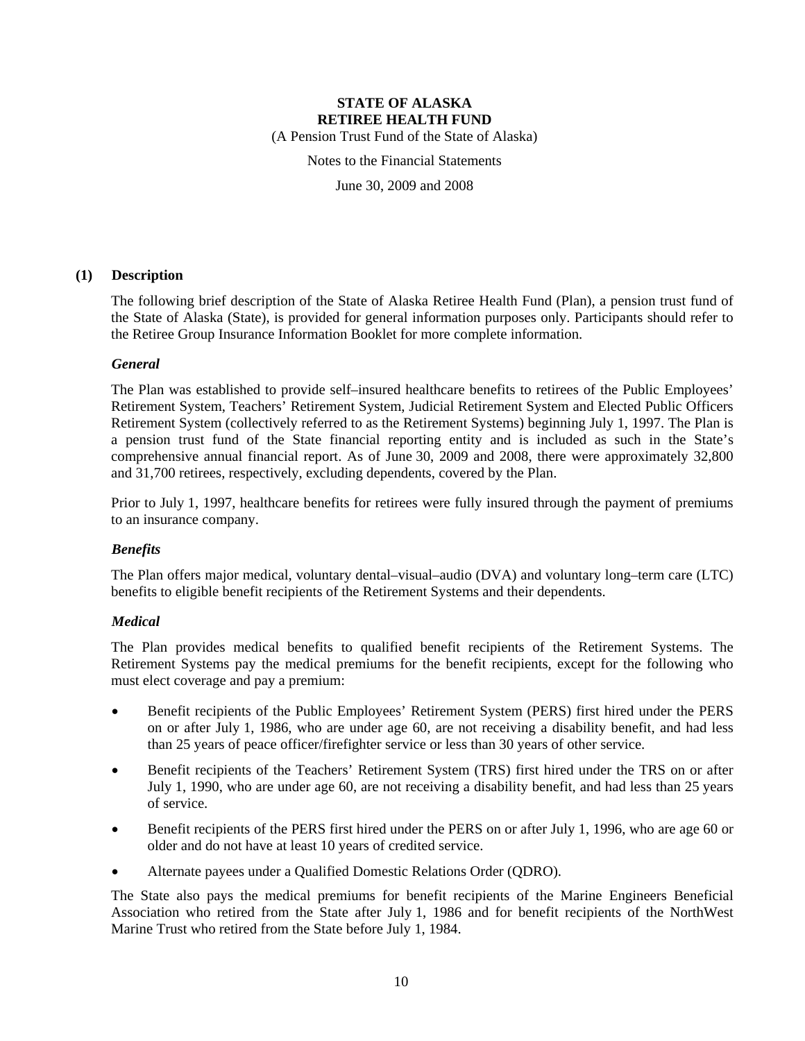# STATE OF ALASKA
# RETIREE HEALTH FUND

(A Pension Trust Fund of the State of Alaska)

Notes to the Financial Statements

June 30, 2009 and 2008

## (1) Description

The following brief description of the State of Alaska Retiree Health Fund (Plan), a pension trust fund of the State of Alaska (State), is provided for general information purposes only. Participants should refer to the Retiree Group Insurance Information Booklet for more complete information.

### *General*

The Plan was established to provide self–insured healthcare benefits to retirees of the Public Employees' Retirement System, Teachers' Retirement System, Judicial Retirement System and Elected Public Officers Retirement System (collectively referred to as the Retirement Systems) beginning July 1, 1997. The Plan is a pension trust fund of the State financial reporting entity and is included as such in the State's comprehensive annual financial report. As of June 30, 2009 and 2008, there were approximately 32,800 and 31,700 retirees, respectively, excluding dependents, covered by the Plan.

Prior to July 1, 1997, healthcare benefits for retirees were fully insured through the payment of premiums to an insurance company.

### *Benefits*

The Plan offers major medical, voluntary dental–visual–audio (DVA) and voluntary long–term care (LTC) benefits to eligible benefit recipients of the Retirement Systems and their dependents.

### *Medical*

The Plan provides medical benefits to qualified benefit recipients of the Retirement Systems. The Retirement Systems pay the medical premiums for the benefit recipients, except for the following who must elect coverage and pay a premium:

- Benefit recipients of the Public Employees' Retirement System (PERS) first hired under the PERS on or after July 1, 1986, who are under age 60, are not receiving a disability benefit, and had less than 25 years of peace officer/firefighter service or less than 30 years of other service.
- Benefit recipients of the Teachers' Retirement System (TRS) first hired under the TRS on or after July 1, 1990, who are under age 60, are not receiving a disability benefit, and had less than 25 years of service.
- Benefit recipients of the PERS first hired under the PERS on or after July 1, 1996, who are age 60 or older and do not have at least 10 years of credited service.
- Alternate payees under a Qualified Domestic Relations Order (QDRO).

The State also pays the medical premiums for benefit recipients of the Marine Engineers Beneficial Association who retired from the State after July 1, 1986 and for benefit recipients of the NorthWest Marine Trust who retired from the State before July 1, 1984.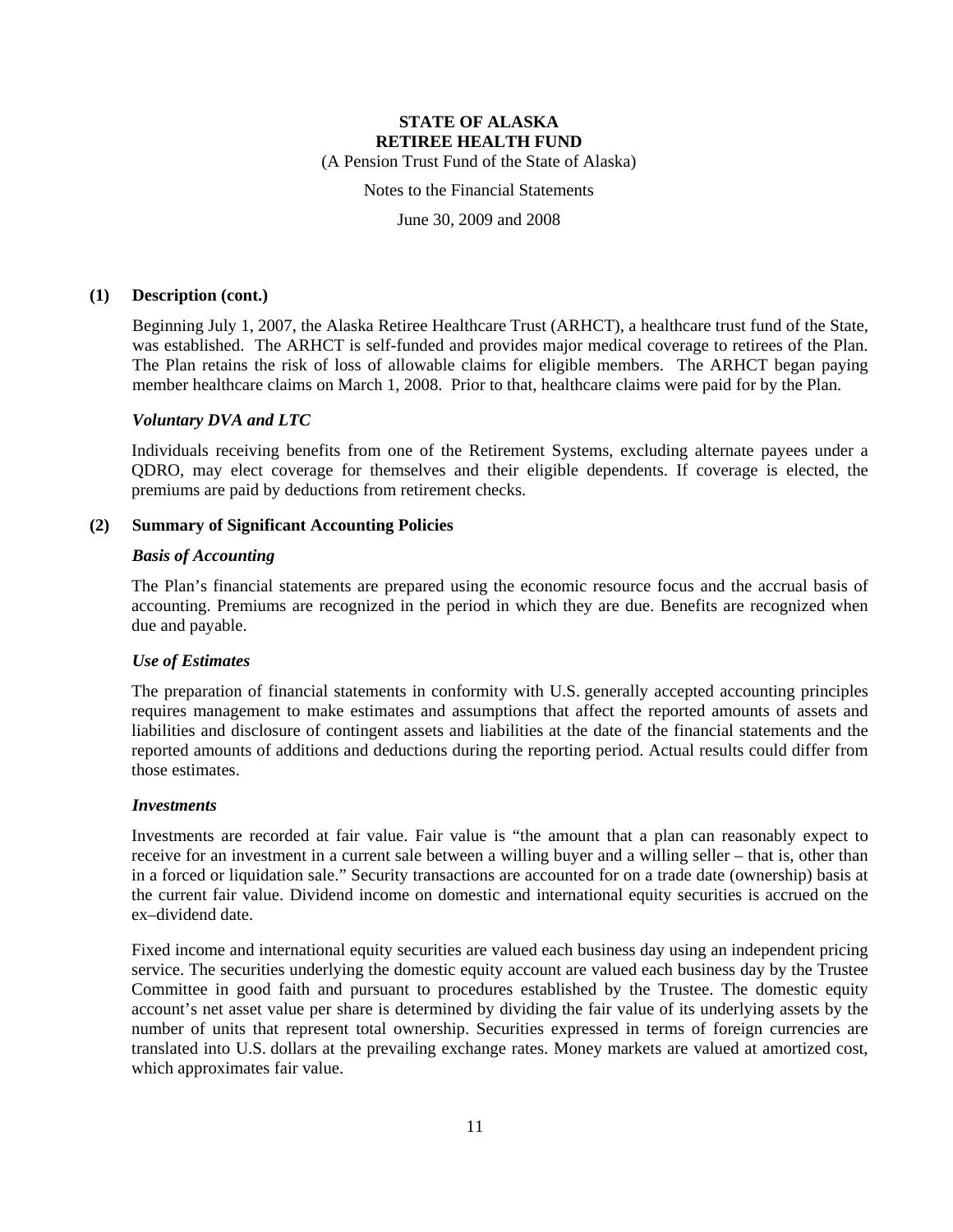### (1) Description (cont.)

Beginning July 1, 2007, the Alaska Retiree Healthcare Trust (ARHCT), a healthcare trust fund of the State, was established. The ARHCT is self-funded and provides major medical coverage to retirees of the Plan. The Plan retains the risk of loss of allowable claims for eligible members. The ARHCT began paying member healthcare claims on March 1, 2008. Prior to that, healthcare claims were paid for by the Plan.

#### *Voluntary DVA and LTC*

Individuals receiving benefits from one of the Retirement Systems, excluding alternate payees under a QDRO, may elect coverage for themselves and their eligible dependents. If coverage is elected, the premiums are paid by deductions from retirement checks.

### (2) Summary of Significant Accounting Policies

#### *Basis of Accounting*

The Plan's financial statements are prepared using the economic resource focus and the accrual basis of accounting. Premiums are recognized in the period in which they are due. Benefits are recognized when due and payable.

#### *Use of Estimates*

The preparation of financial statements in conformity with U.S. generally accepted accounting principles requires management to make estimates and assumptions that affect the reported amounts of assets and liabilities and disclosure of contingent assets and liabilities at the date of the financial statements and the reported amounts of additions and deductions during the reporting period. Actual results could differ from those estimates.

#### *Investments*

Investments are recorded at fair value. Fair value is "the amount that a plan can reasonably expect to receive for an investment in a current sale between a willing buyer and a willing seller – that is, other than in a forced or liquidation sale." Security transactions are accounted for on a trade date (ownership) basis at the current fair value. Dividend income on domestic and international equity securities is accrued on the ex–dividend date.

Fixed income and international equity securities are valued each business day using an independent pricing service. The securities underlying the domestic equity account are valued each business day by the Trustee Committee in good faith and pursuant to procedures established by the Trustee. The domestic equity account's net asset value per share is determined by dividing the fair value of its underlying assets by the number of units that represent total ownership. Securities expressed in terms of foreign currencies are translated into U.S. dollars at the prevailing exchange rates. Money markets are valued at amortized cost, which approximates fair value.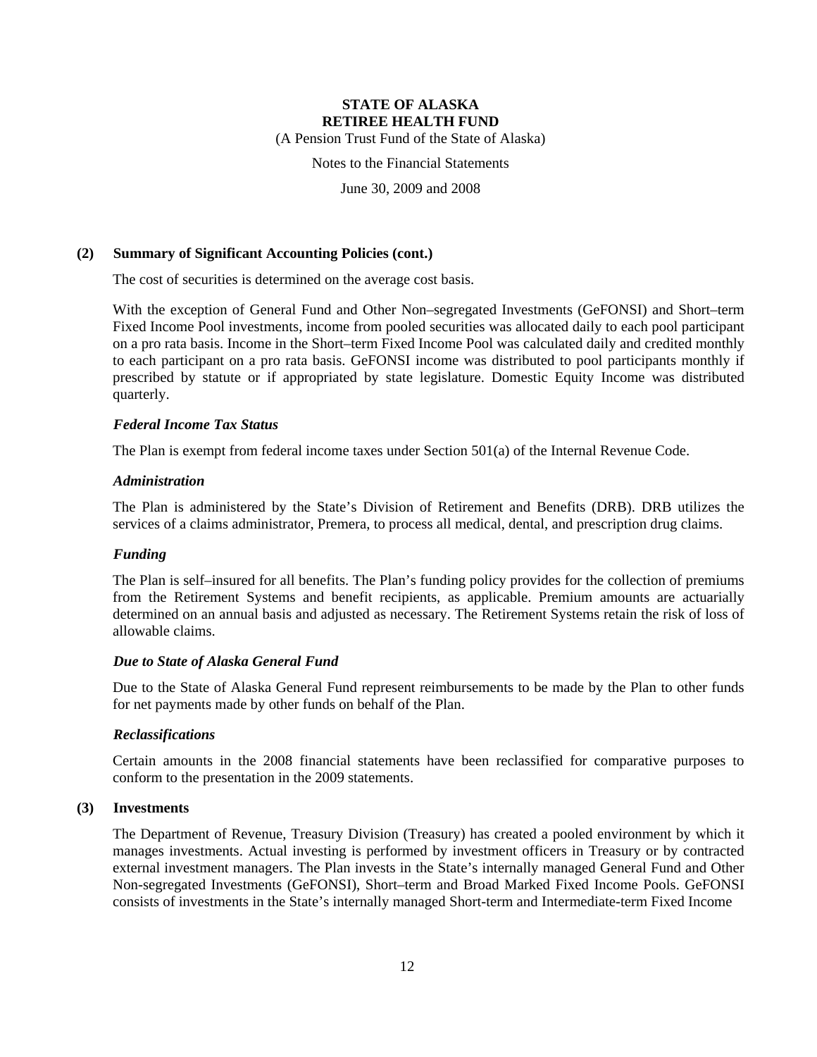## (2) Summary of Significant Accounting Policies (cont.)

The cost of securities is determined on the average cost basis.

With the exception of General Fund and Other Non–segregated Investments (GeFONSI) and Short–term Fixed Income Pool investments, income from pooled securities was allocated daily to each pool participant on a pro rata basis. Income in the Short–term Fixed Income Pool was calculated daily and credited monthly to each participant on a pro rata basis. GeFONSI income was distributed to pool participants monthly if prescribed by statute or if appropriated by state legislature. Domestic Equity Income was distributed quarterly.

### *Federal Income Tax Status*

The Plan is exempt from federal income taxes under Section 501(a) of the Internal Revenue Code.

### *Administration*

The Plan is administered by the State's Division of Retirement and Benefits (DRB). DRB utilizes the services of a claims administrator, Premera, to process all medical, dental, and prescription drug claims.

### *Funding*

The Plan is self–insured for all benefits. The Plan's funding policy provides for the collection of premiums from the Retirement Systems and benefit recipients, as applicable. Premium amounts are actuarially determined on an annual basis and adjusted as necessary. The Retirement Systems retain the risk of loss of allowable claims.

### *Due to State of Alaska General Fund*

Due to the State of Alaska General Fund represent reimbursements to be made by the Plan to other funds for net payments made by other funds on behalf of the Plan.

### *Reclassifications*

Certain amounts in the 2008 financial statements have been reclassified for comparative purposes to conform to the presentation in the 2009 statements.

## (3) Investments

The Department of Revenue, Treasury Division (Treasury) has created a pooled environment by which it manages investments. Actual investing is performed by investment officers in Treasury or by contracted external investment managers. The Plan invests in the State's internally managed General Fund and Other Non-segregated Investments (GeFONSI), Short–term and Broad Marked Fixed Income Pools. GeFONSI consists of investments in the State's internally managed Short-term and Intermediate-term Fixed Income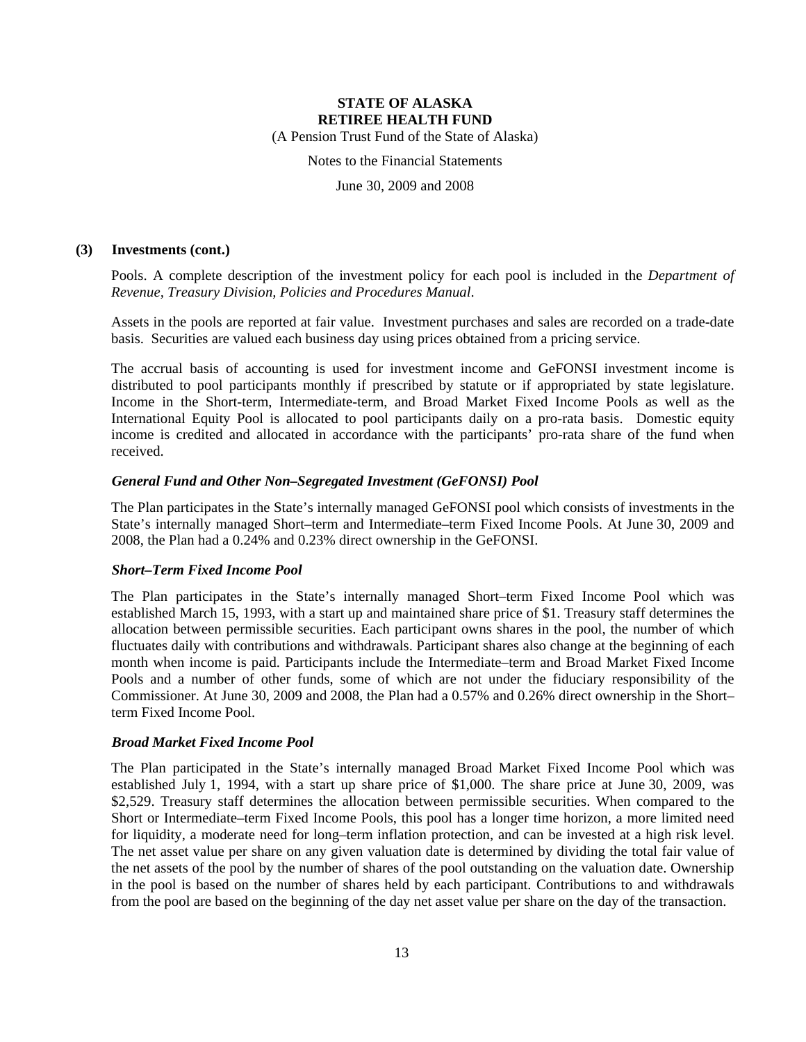### (3) Investments (cont.)

Pools. A complete description of the investment policy for each pool is included in the *Department of Revenue, Treasury Division, Policies and Procedures Manual*.

Assets in the pools are reported at fair value. Investment purchases and sales are recorded on a trade-date basis. Securities are valued each business day using prices obtained from a pricing service.

The accrual basis of accounting is used for investment income and GeFONSI investment income is distributed to pool participants monthly if prescribed by statute or if appropriated by state legislature. Income in the Short-term, Intermediate-term, and Broad Market Fixed Income Pools as well as the International Equity Pool is allocated to pool participants daily on a pro-rata basis. Domestic equity income is credited and allocated in accordance with the participants' pro-rata share of the fund when received.

#### *General Fund and Other Non–Segregated Investment (GeFONSI) Pool*

The Plan participates in the State's internally managed GeFONSI pool which consists of investments in the State's internally managed Short–term and Intermediate–term Fixed Income Pools. At June 30, 2009 and 2008, the Plan had a 0.24% and 0.23% direct ownership in the GeFONSI.

#### *Short–Term Fixed Income Pool*

The Plan participates in the State's internally managed Short–term Fixed Income Pool which was established March 15, 1993, with a start up and maintained share price of $1. Treasury staff determines the allocation between permissible securities. Each participant owns shares in the pool, the number of which fluctuates daily with contributions and withdrawals. Participant shares also change at the beginning of each month when income is paid. Participants include the Intermediate–term and Broad Market Fixed Income Pools and a number of other funds, some of which are not under the fiduciary responsibility of the Commissioner. At June 30, 2009 and 2008, the Plan had a 0.57% and 0.26% direct ownership in the Short–term Fixed Income Pool.

#### *Broad Market Fixed Income Pool*

The Plan participated in the State's internally managed Broad Market Fixed Income Pool which was established July 1, 1994, with a start up share price of $1,000. The share price at June 30, 2009, was $2,529. Treasury staff determines the allocation between permissible securities. When compared to the Short or Intermediate–term Fixed Income Pools, this pool has a longer time horizon, a more limited need for liquidity, a moderate need for long–term inflation protection, and can be invested at a high risk level. The net asset value per share on any given valuation date is determined by dividing the total fair value of the net assets of the pool by the number of shares of the pool outstanding on the valuation date. Ownership in the pool is based on the number of shares held by each participant. Contributions to and withdrawals from the pool are based on the beginning of the day net asset value per share on the day of the transaction.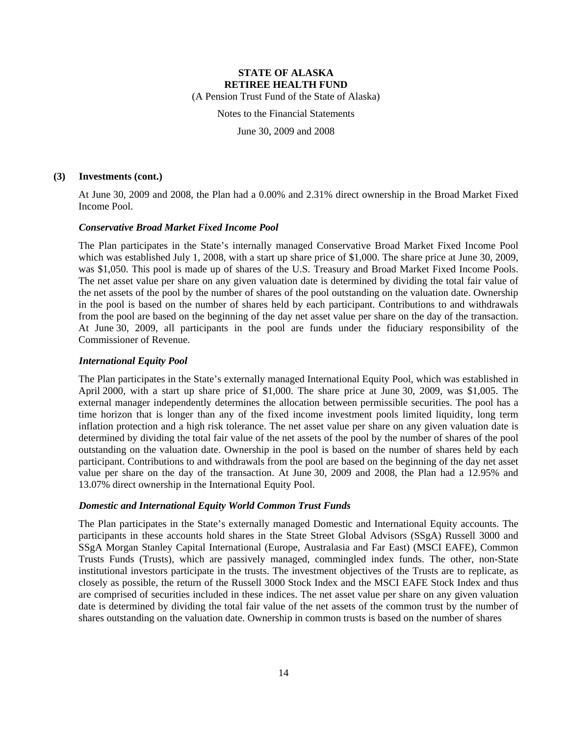### (3) Investments (cont.)

At June 30, 2009 and 2008, the Plan had a 0.00% and 2.31% direct ownership in the Broad Market Fixed Income Pool.

#### *Conservative Broad Market Fixed Income Pool*

The Plan participates in the State's internally managed Conservative Broad Market Fixed Income Pool which was established July 1, 2008, with a start up share price of $1,000. The share price at June 30, 2009, was $1,050. This pool is made up of shares of the U.S. Treasury and Broad Market Fixed Income Pools. The net asset value per share on any given valuation date is determined by dividing the total fair value of the net assets of the pool by the number of shares of the pool outstanding on the valuation date. Ownership in the pool is based on the number of shares held by each participant. Contributions to and withdrawals from the pool are based on the beginning of the day net asset value per share on the day of the transaction. At June 30, 2009, all participants in the pool are funds under the fiduciary responsibility of the Commissioner of Revenue.

#### *International Equity Pool*

The Plan participates in the State's externally managed International Equity Pool, which was established in April 2000, with a start up share price of $1,000. The share price at June 30, 2009, was $1,005. The external manager independently determines the allocation between permissible securities. The pool has a time horizon that is longer than any of the fixed income investment pools limited liquidity, long term inflation protection and a high risk tolerance. The net asset value per share on any given valuation date is determined by dividing the total fair value of the net assets of the pool by the number of shares of the pool outstanding on the valuation date. Ownership in the pool is based on the number of shares held by each participant. Contributions to and withdrawals from the pool are based on the beginning of the day net asset value per share on the day of the transaction. At June 30, 2009 and 2008, the Plan had a 12.95% and 13.07% direct ownership in the International Equity Pool.

#### *Domestic and International Equity World Common Trust Funds*

The Plan participates in the State's externally managed Domestic and International Equity accounts. The participants in these accounts hold shares in the State Street Global Advisors (SSgA) Russell 3000 and SSgA Morgan Stanley Capital International (Europe, Australasia and Far East) (MSCI EAFE), Common Trusts Funds (Trusts), which are passively managed, commingled index funds. The other, non-State institutional investors participate in the trusts. The investment objectives of the Trusts are to replicate, as closely as possible, the return of the Russell 3000 Stock Index and the MSCI EAFE Stock Index and thus are comprised of securities included in these indices. The net asset value per share on any given valuation date is determined by dividing the total fair value of the net assets of the common trust by the number of shares outstanding on the valuation date. Ownership in common trusts is based on the number of shares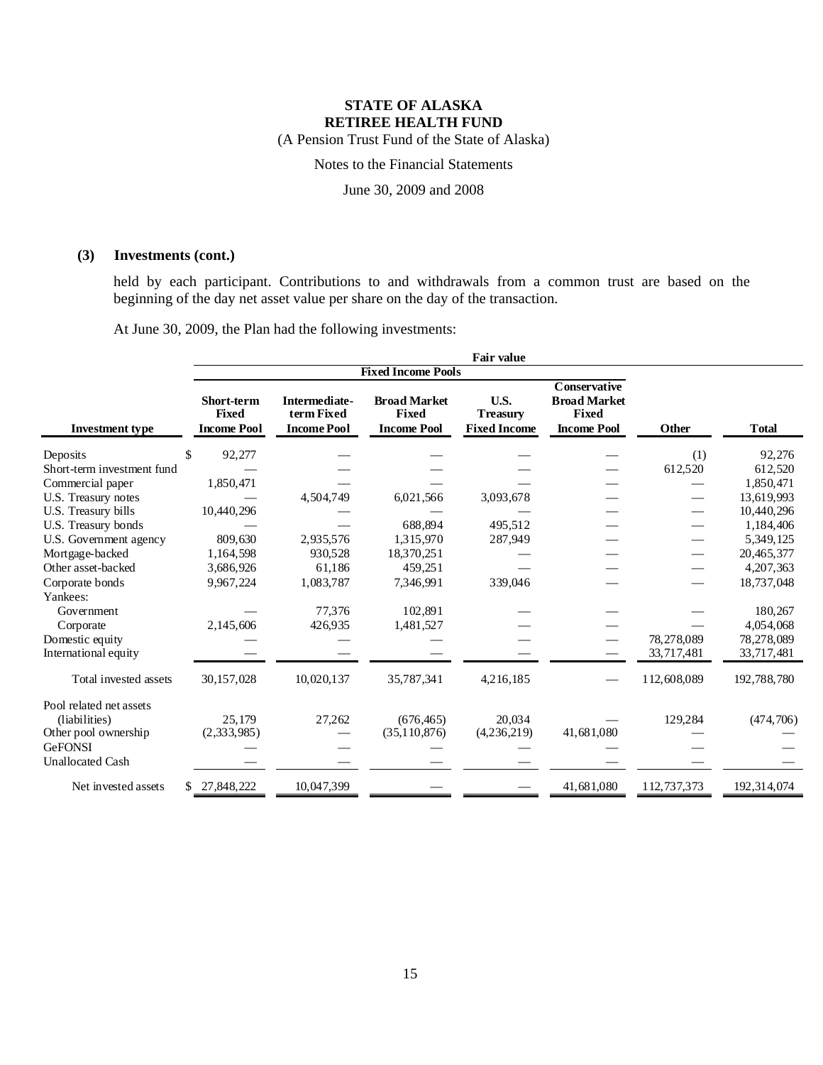**(3) Investments (cont.)**

held by each participant. Contributions to and withdrawals from a common trust are based on the beginning of the day net asset value per share on the day of the transaction.

At June 30, 2009, the Plan had the following investments:

| | Fair value | | | | | | |
|---|---|---|---|---|---|---|---|
| | Fixed Income Pools | | | | | | |
| Investment type | Short-term Fixed Income Pool | Intermediate-term Fixed Income Pool | Broad Market Fixed Income Pool | U.S. Treasury Fixed Income | Conservative Broad Market Fixed Income Pool | Other | Total |
| Deposits | $ 92,277 | — | — | — | — | (1) | 92,276 |
| Short-term investment fund | — | — | — | — | — | 612,520 | 612,520 |
| Commercial paper | 1,850,471 | — | — | — | — | — | 1,850,471 |
| U.S. Treasury notes | — | 4,504,749 | 6,021,566 | 3,093,678 | — | — | 13,619,993 |
| U.S. Treasury bills | 10,440,296 | — | — | — | — | — | 10,440,296 |
| U.S. Treasury bonds | — | — | 688,894 | 495,512 | — | — | 1,184,406 |
| U.S. Government agency | 809,630 | 2,935,576 | 1,315,970 | 287,949 | — | — | 5,349,125 |
| Mortgage-backed | 1,164,598 | 930,528 | 18,370,251 | — | — | — | 20,465,377 |
| Other asset-backed | 3,686,926 | 61,186 | 459,251 | — | — | — | 4,207,363 |
| Corporate bonds | 9,967,224 | 1,083,787 | 7,346,991 | 339,046 | — | — | 18,737,048 |
| Yankees: | | | | | | | |
| Government | — | 77,376 | 102,891 | — | — | — | 180,267 |
| Corporate | 2,145,606 | 426,935 | 1,481,527 | — | — | — | 4,054,068 |
| Domestic equity | — | — | — | — | — | 78,278,089 | 78,278,089 |
| International equity | — | — | — | — | — | 33,717,481 | 33,717,481 |
| Total invested assets | 30,157,028 | 10,020,137 | 35,787,341 | 4,216,185 | — | 112,608,089 | 192,788,780 |
| Pool related net assets (liabilities) | 25,179 | 27,262 | (676,465) | 20,034 | — | 129,284 | (474,706) |
| Other pool ownership | (2,333,985) | — | (35,110,876) | (4,236,219) | 41,681,080 | — | — |
| GeFONSI | — | — | — | — | — | — | — |
| Unallocated Cash | — | — | — | — | — | — | — |
| Net invested assets | $ 27,848,222 | 10,047,399 | — | — | 41,681,080 | 112,737,373 | 192,314,074 |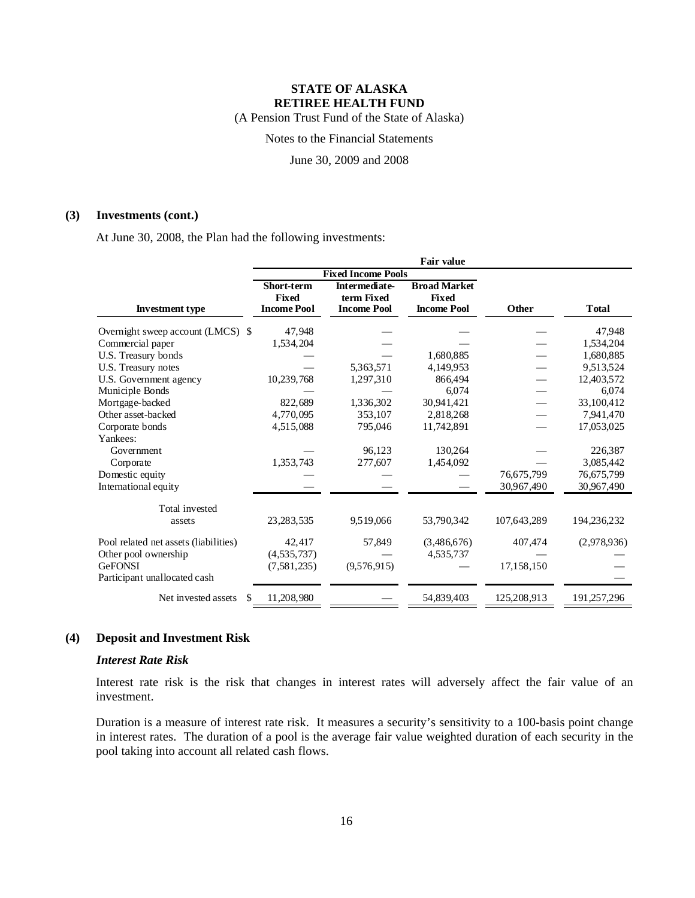# STATE OF ALASKA
# RETIREE HEALTH FUND

(A Pension Trust Fund of the State of Alaska)

Notes to the Financial Statements

June 30, 2009 and 2008

## (3) Investments (cont.)

At June 30, 2008, the Plan had the following investments:

| | Fair value | | | | |
|---|---|---|---|---|---|
| | Fixed Income Pools | | | | |
| Investment type | Short-term Fixed Income Pool | Intermediate-term Fixed Income Pool | Broad Market Fixed Income Pool | Other | Total |
| Overnight sweep account (LMCS) | $ 47,948 | — | — | — | 47,948 |
| Commercial paper | 1,534,204 | — | — | — | 1,534,204 |
| U.S. Treasury bonds | — | — | 1,680,885 | — | 1,680,885 |
| U.S. Treasury notes | — | 5,363,571 | 4,149,953 | — | 9,513,524 |
| U.S. Government agency | 10,239,768 | 1,297,310 | 866,494 | — | 12,403,572 |
| Municiple Bonds | — | — | 6,074 | — | 6,074 |
| Mortgage-backed | 822,689 | 1,336,302 | 30,941,421 | — | 33,100,412 |
| Other asset-backed | 4,770,095 | 353,107 | 2,818,268 | — | 7,941,470 |
| Corporate bonds | 4,515,088 | 795,046 | 11,742,891 | — | 17,053,025 |
| Yankees: | | | | | |
| Government | — | 96,123 | 130,264 | — | 226,387 |
| Corporate | 1,353,743 | 277,607 | 1,454,092 | — | 3,085,442 |
| Domestic equity | — | — | — | 76,675,799 | 76,675,799 |
| International equity | — | — | — | 30,967,490 | 30,967,490 |
| Total invested assets | 23,283,535 | 9,519,066 | 53,790,342 | 107,643,289 | 194,236,232 |
| Pool related net assets (liabilities) | 42,417 | 57,849 | (3,486,676) | 407,474 | (2,978,936) |
| Other pool ownership | (4,535,737) | | 4,535,737 | | — |
| GeFONSI | (7,581,235) | (9,576,915) | — | 17,158,150 | — |
| Participant unallocated cash | | | | | — |
| Net invested assets | $ 11,208,980 | — | 54,839,403 | 125,208,913 | 191,257,296 |

## (4) Deposit and Investment Risk

### *Interest Rate Risk*

Interest rate risk is the risk that changes in interest rates will adversely affect the fair value of an investment.

Duration is a measure of interest rate risk. It measures a security's sensitivity to a 100-basis point change in interest rates. The duration of a pool is the average fair value weighted duration of each security in the pool taking into account all related cash flows.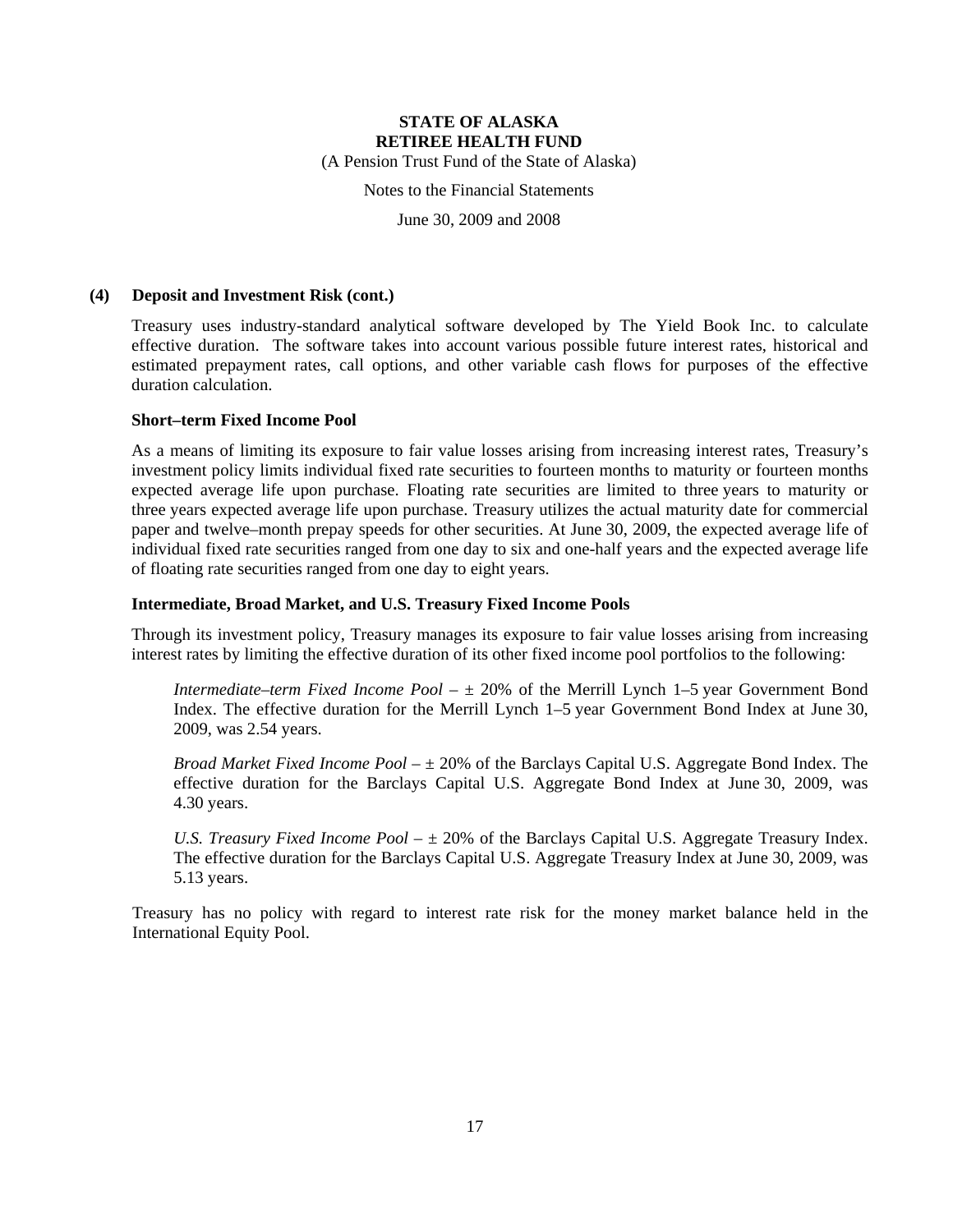## (4) Deposit and Investment Risk (cont.)

Treasury uses industry-standard analytical software developed by The Yield Book Inc. to calculate effective duration. The software takes into account various possible future interest rates, historical and estimated prepayment rates, call options, and other variable cash flows for purposes of the effective duration calculation.

### Short–term Fixed Income Pool

As a means of limiting its exposure to fair value losses arising from increasing interest rates, Treasury's investment policy limits individual fixed rate securities to fourteen months to maturity or fourteen months expected average life upon purchase. Floating rate securities are limited to three years to maturity or three years expected average life upon purchase. Treasury utilizes the actual maturity date for commercial paper and twelve–month prepay speeds for other securities. At June 30, 2009, the expected average life of individual fixed rate securities ranged from one day to six and one-half years and the expected average life of floating rate securities ranged from one day to eight years.

### Intermediate, Broad Market, and U.S. Treasury Fixed Income Pools

Through its investment policy, Treasury manages its exposure to fair value losses arising from increasing interest rates by limiting the effective duration of its other fixed income pool portfolios to the following:

*Intermediate–term Fixed Income Pool* – ± 20% of the Merrill Lynch 1–5 year Government Bond Index. The effective duration for the Merrill Lynch 1–5 year Government Bond Index at June 30, 2009, was 2.54 years.

*Broad Market Fixed Income Pool* – ± 20% of the Barclays Capital U.S. Aggregate Bond Index. The effective duration for the Barclays Capital U.S. Aggregate Bond Index at June 30, 2009, was 4.30 years.

*U.S. Treasury Fixed Income Pool* – ± 20% of the Barclays Capital U.S. Aggregate Treasury Index. The effective duration for the Barclays Capital U.S. Aggregate Treasury Index at June 30, 2009, was 5.13 years.

Treasury has no policy with regard to interest rate risk for the money market balance held in the International Equity Pool.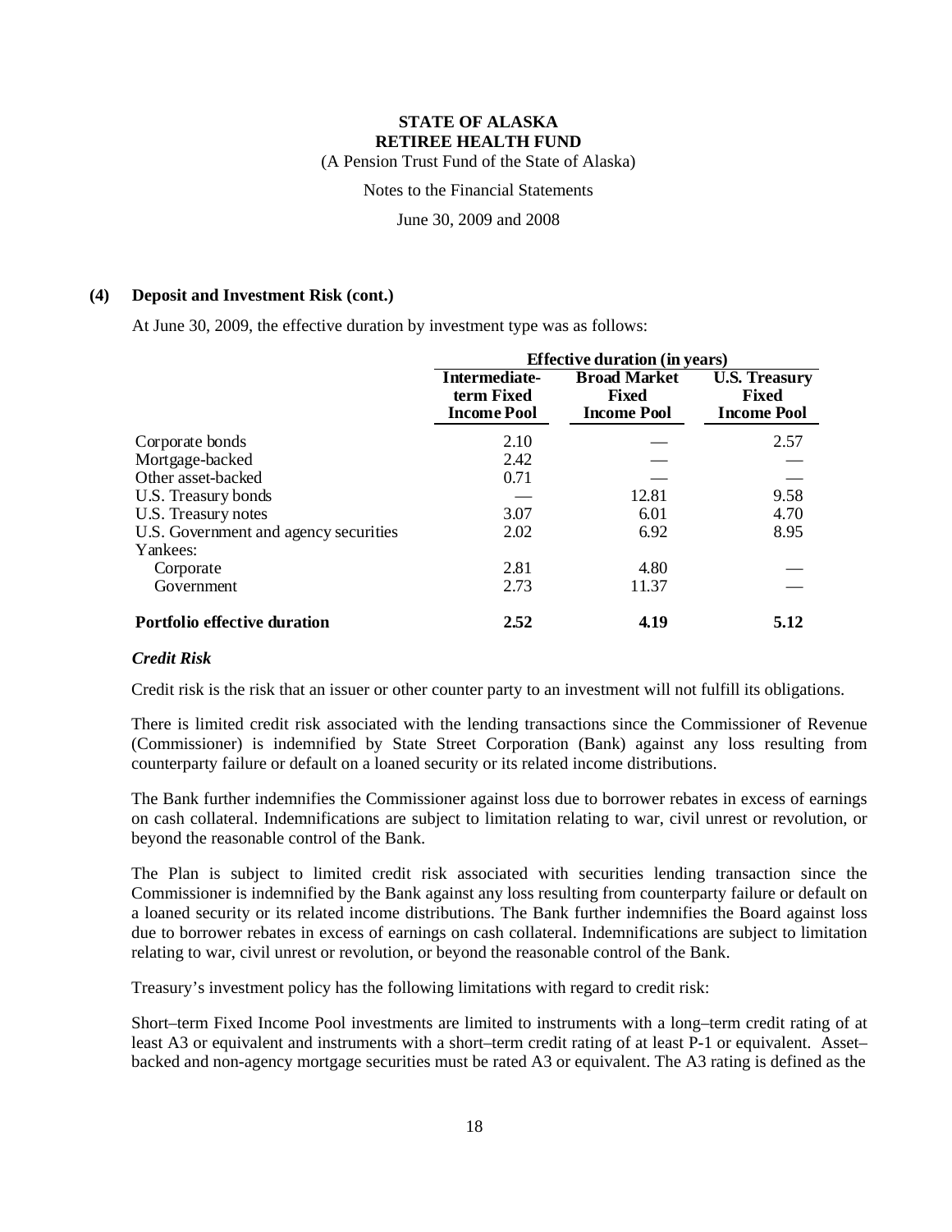### (4) Deposit and Investment Risk (cont.)

At June 30, 2009, the effective duration by investment type was as follows:

| | Effective duration (in years) | | |
|---|---|---|---|
| | **Intermediate-term Fixed Income Pool** | **Broad Market Fixed Income Pool** | **U.S. Treasury Fixed Income Pool** |
| Corporate bonds | 2.10 | — | 2.57 |
| Mortgage-backed | 2.42 | — | — |
| Other asset-backed | 0.71 | — | — |
| U.S. Treasury bonds | — | 12.81 | 9.58 |
| U.S. Treasury notes | 3.07 | 6.01 | 4.70 |
| U.S. Government and agency securities | 2.02 | 6.92 | 8.95 |
| Yankees: | | | |
| Corporate | 2.81 | 4.80 | — |
| Government | 2.73 | 11.37 | — |
| **Portfolio effective duration** | **2.52** | **4.19** | **5.12** |

***Credit Risk***

Credit risk is the risk that an issuer or other counter party to an investment will not fulfill its obligations.

There is limited credit risk associated with the lending transactions since the Commissioner of Revenue (Commissioner) is indemnified by State Street Corporation (Bank) against any loss resulting from counterparty failure or default on a loaned security or its related income distributions.

The Bank further indemnifies the Commissioner against loss due to borrower rebates in excess of earnings on cash collateral. Indemnifications are subject to limitation relating to war, civil unrest or revolution, or beyond the reasonable control of the Bank.

The Plan is subject to limited credit risk associated with securities lending transaction since the Commissioner is indemnified by the Bank against any loss resulting from counterparty failure or default on a loaned security or its related income distributions. The Bank further indemnifies the Board against loss due to borrower rebates in excess of earnings on cash collateral. Indemnifications are subject to limitation relating to war, civil unrest or revolution, or beyond the reasonable control of the Bank.

Treasury's investment policy has the following limitations with regard to credit risk:

Short–term Fixed Income Pool investments are limited to instruments with a long–term credit rating of at least A3 or equivalent and instruments with a short–term credit rating of at least P-1 or equivalent. Asset–backed and non-agency mortgage securities must be rated A3 or equivalent. The A3 rating is defined as the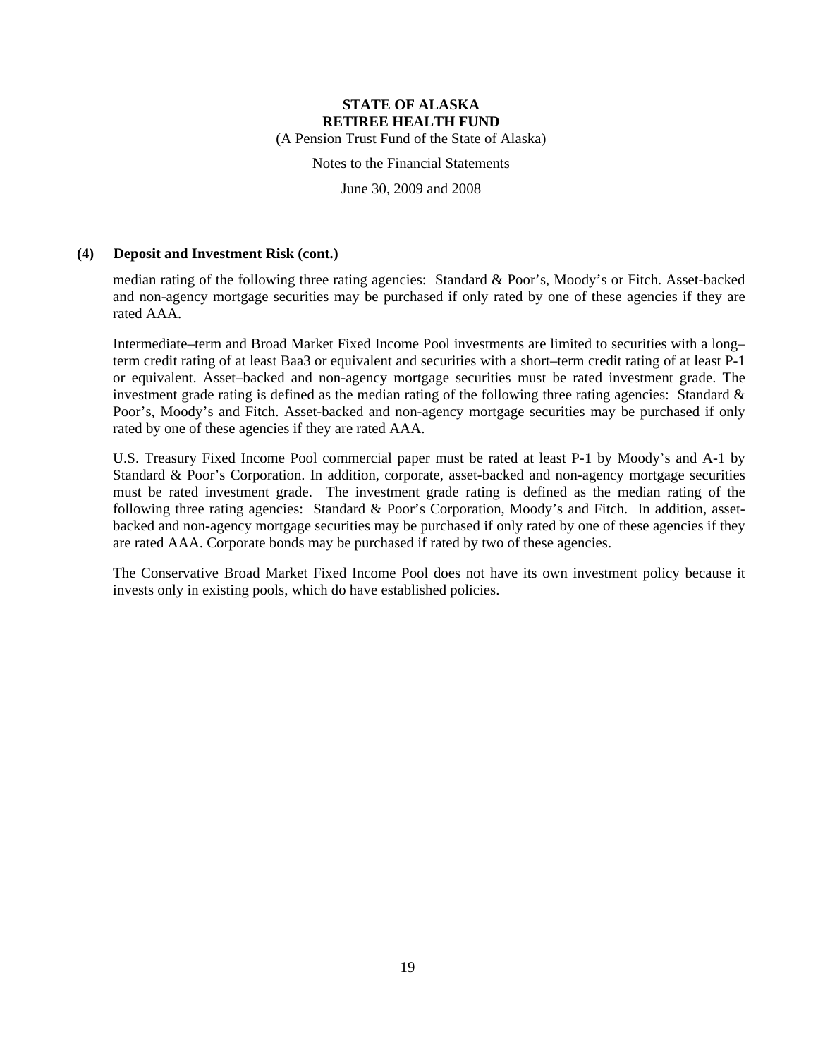### (4) Deposit and Investment Risk (cont.)

median rating of the following three rating agencies: Standard & Poor's, Moody's or Fitch. Asset-backed and non-agency mortgage securities may be purchased if only rated by one of these agencies if they are rated AAA.

Intermediate–term and Broad Market Fixed Income Pool investments are limited to securities with a long–term credit rating of at least Baa3 or equivalent and securities with a short–term credit rating of at least P-1 or equivalent. Asset–backed and non-agency mortgage securities must be rated investment grade. The investment grade rating is defined as the median rating of the following three rating agencies: Standard & Poor's, Moody's and Fitch. Asset-backed and non-agency mortgage securities may be purchased if only rated by one of these agencies if they are rated AAA.

U.S. Treasury Fixed Income Pool commercial paper must be rated at least P-1 by Moody's and A-1 by Standard & Poor's Corporation. In addition, corporate, asset-backed and non-agency mortgage securities must be rated investment grade. The investment grade rating is defined as the median rating of the following three rating agencies: Standard & Poor's Corporation, Moody's and Fitch. In addition, asset-backed and non-agency mortgage securities may be purchased if only rated by one of these agencies if they are rated AAA. Corporate bonds may be purchased if rated by two of these agencies.

The Conservative Broad Market Fixed Income Pool does not have its own investment policy because it invests only in existing pools, which do have established policies.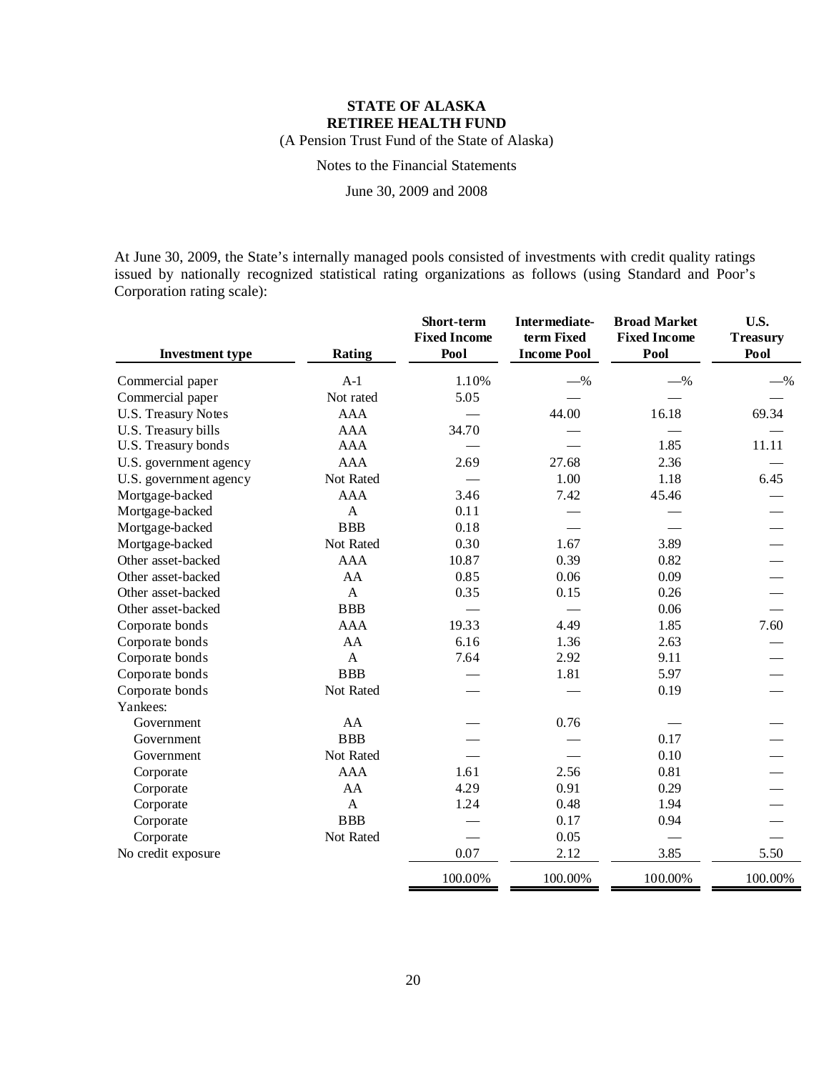# STATE OF ALASKA
## RETIREE HEALTH FUND

(A Pension Trust Fund of the State of Alaska)

Notes to the Financial Statements

June 30, 2009 and 2008

At June 30, 2009, the State's internally managed pools consisted of investments with credit quality ratings issued by nationally recognized statistical rating organizations as follows (using Standard and Poor's Corporation rating scale):

| Investment type | Rating | Short-term Fixed Income Pool | Intermediate-term Fixed Income Pool | Broad Market Fixed Income Pool | U.S. Treasury Pool |
|---|---|---|---|---|---|
| Commercial paper | A-1 | 1.10% | —% | —% | —% |
| Commercial paper | Not rated | 5.05 | — | — | — |
| U.S. Treasury Notes | AAA | — | 44.00 | 16.18 | 69.34 |
| U.S. Treasury bills | AAA | 34.70 | — | — | — |
| U.S. Treasury bonds | AAA | — | — | 1.85 | 11.11 |
| U.S. government agency | AAA | 2.69 | 27.68 | 2.36 | — |
| U.S. government agency | Not Rated | — | 1.00 | 1.18 | 6.45 |
| Mortgage-backed | AAA | 3.46 | 7.42 | 45.46 | — |
| Mortgage-backed | A | 0.11 | — | — | — |
| Mortgage-backed | BBB | 0.18 | — | — | — |
| Mortgage-backed | Not Rated | 0.30 | 1.67 | 3.89 | — |
| Other asset-backed | AAA | 10.87 | 0.39 | 0.82 | — |
| Other asset-backed | AA | 0.85 | 0.06 | 0.09 | — |
| Other asset-backed | A | 0.35 | 0.15 | 0.26 | — |
| Other asset-backed | BBB | — | — | 0.06 | — |
| Corporate bonds | AAA | 19.33 | 4.49 | 1.85 | 7.60 |
| Corporate bonds | AA | 6.16 | 1.36 | 2.63 | — |
| Corporate bonds | A | 7.64 | 2.92 | 9.11 | — |
| Corporate bonds | BBB | — | 1.81 | 5.97 | — |
| Corporate bonds | Not Rated | — | — | 0.19 | — |
| Yankees: | | | | | |
| Government | AA | — | 0.76 | — | — |
| Government | BBB | — | — | 0.17 | — |
| Government | Not Rated | — | — | 0.10 | — |
| Corporate | AAA | 1.61 | 2.56 | 0.81 | — |
| Corporate | AA | 4.29 | 0.91 | 0.29 | — |
| Corporate | A | 1.24 | 0.48 | 1.94 | — |
| Corporate | BBB | — | 0.17 | 0.94 | — |
| Corporate | Not Rated | — | 0.05 | — | — |
| No credit exposure | | 0.07 | 2.12 | 3.85 | 5.50 |
| | | 100.00% | 100.00% | 100.00% | 100.00% |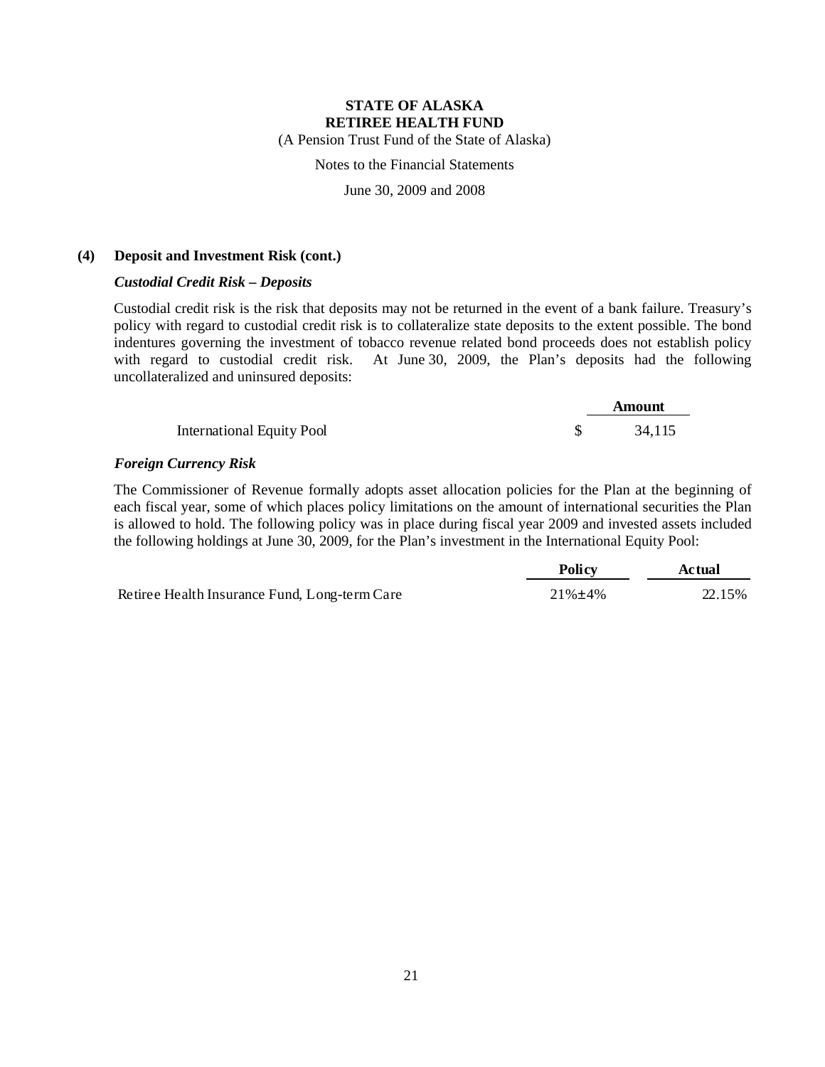# STATE OF ALASKA
# RETIREE HEALTH FUND

(A Pension Trust Fund of the State of Alaska)

Notes to the Financial Statements

June 30, 2009 and 2008

## (4) Deposit and Investment Risk (cont.)

### *Custodial Credit Risk – Deposits*

Custodial credit risk is the risk that deposits may not be returned in the event of a bank failure. Treasury's policy with regard to custodial credit risk is to collateralize state deposits to the extent possible. The bond indentures governing the investment of tobacco revenue related bond proceeds does not establish policy with regard to custodial credit risk. At June 30, 2009, the Plan's deposits had the following uncollateralized and uninsured deposits:

| | Amount |
|---|---|
| International Equity Pool | $ 34,115 |

### *Foreign Currency Risk*

The Commissioner of Revenue formally adopts asset allocation policies for the Plan at the beginning of each fiscal year, some of which places policy limitations on the amount of international securities the Plan is allowed to hold. The following policy was in place during fiscal year 2009 and invested assets included the following holdings at June 30, 2009, for the Plan's investment in the International Equity Pool:

| | Policy | Actual |
|---|---|---|
| Retiree Health Insurance Fund, Long-term Care | 21%±4% | 22.15% |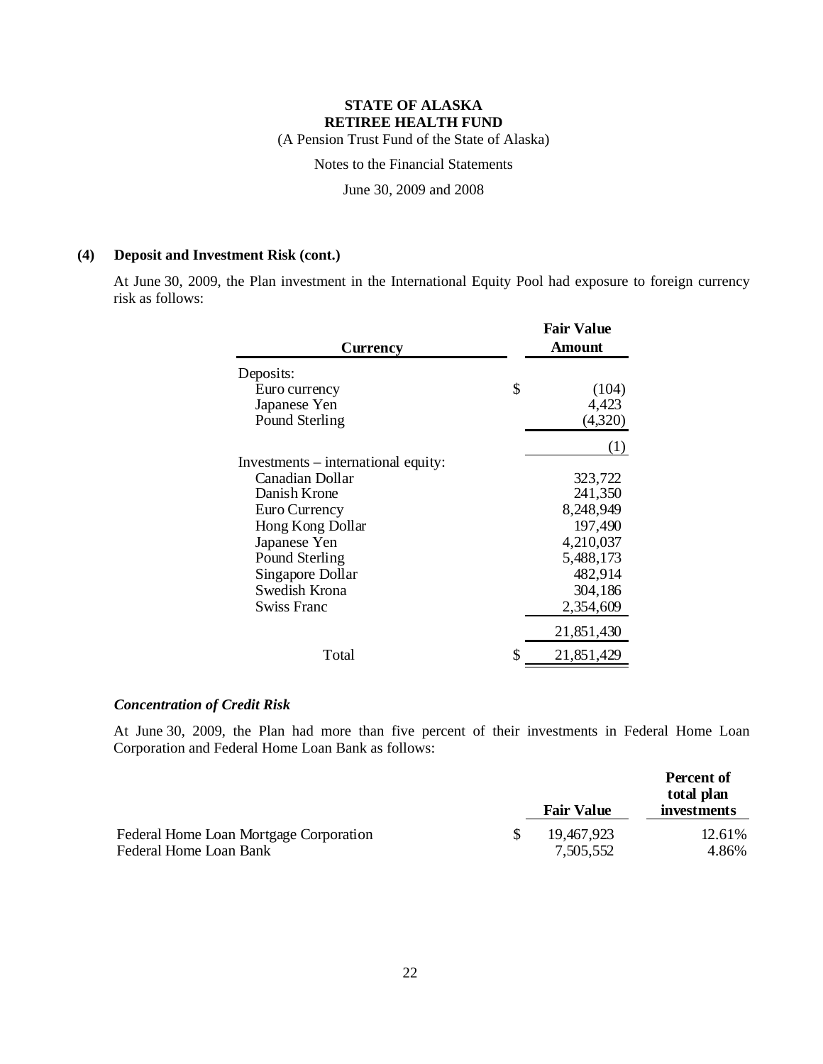# STATE OF ALASKA
# RETIREE HEALTH FUND

(A Pension Trust Fund of the State of Alaska)

Notes to the Financial Statements

June 30, 2009 and 2008

## (4) Deposit and Investment Risk (cont.)

At June 30, 2009, the Plan investment in the International Equity Pool had exposure to foreign currency risk as follows:

| Currency | Fair Value Amount |
|---|---|
| Deposits: | |
| Euro currency | $ (104) |
| Japanese Yen | 4,423 |
| Pound Sterling | (4,320) |
| | (1) |
| Investments – international equity: | |
| Canadian Dollar | 323,722 |
| Danish Krone | 241,350 |
| Euro Currency | 8,248,949 |
| Hong Kong Dollar | 197,490 |
| Japanese Yen | 4,210,037 |
| Pound Sterling | 5,488,173 |
| Singapore Dollar | 482,914 |
| Swedish Krona | 304,186 |
| Swiss Franc | 2,354,609 |
| | 21,851,430 |
| Total | $ 21,851,429 |

### *Concentration of Credit Risk*

At June 30, 2009, the Plan had more than five percent of their investments in Federal Home Loan Corporation and Federal Home Loan Bank as follows:

| | Fair Value | Percent of total plan investments |
|---|---|---|
| Federal Home Loan Mortgage Corporation | $ 19,467,923 | 12.61% |
| Federal Home Loan Bank | 7,505,552 | 4.86% |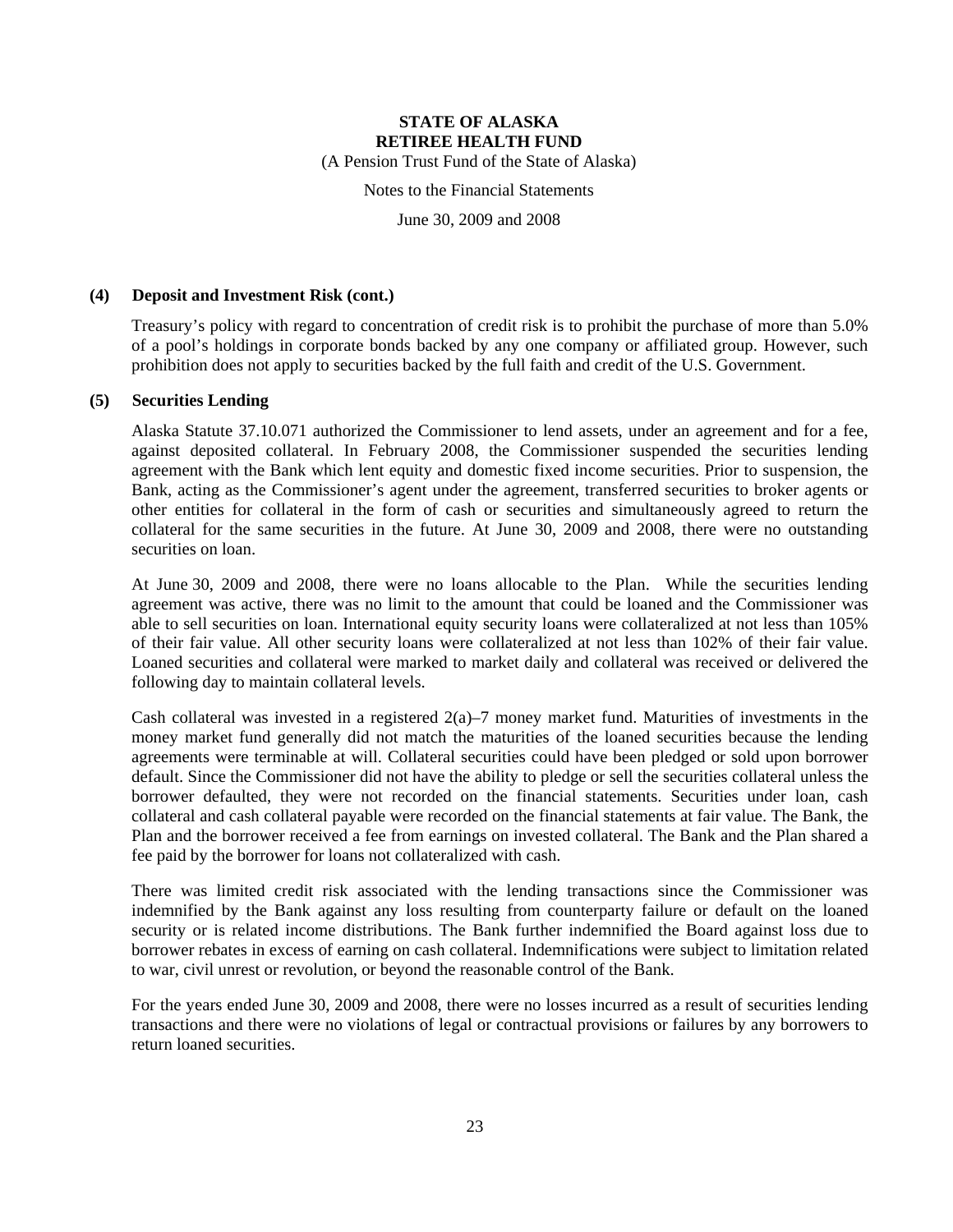### (4) Deposit and Investment Risk (cont.)

Treasury's policy with regard to concentration of credit risk is to prohibit the purchase of more than 5.0% of a pool's holdings in corporate bonds backed by any one company or affiliated group. However, such prohibition does not apply to securities backed by the full faith and credit of the U.S. Government.

### (5) Securities Lending

Alaska Statute 37.10.071 authorized the Commissioner to lend assets, under an agreement and for a fee, against deposited collateral. In February 2008, the Commissioner suspended the securities lending agreement with the Bank which lent equity and domestic fixed income securities. Prior to suspension, the Bank, acting as the Commissioner's agent under the agreement, transferred securities to broker agents or other entities for collateral in the form of cash or securities and simultaneously agreed to return the collateral for the same securities in the future. At June 30, 2009 and 2008, there were no outstanding securities on loan.

At June 30, 2009 and 2008, there were no loans allocable to the Plan. While the securities lending agreement was active, there was no limit to the amount that could be loaned and the Commissioner was able to sell securities on loan. International equity security loans were collateralized at not less than 105% of their fair value. All other security loans were collateralized at not less than 102% of their fair value. Loaned securities and collateral were marked to market daily and collateral was received or delivered the following day to maintain collateral levels.

Cash collateral was invested in a registered 2(a)–7 money market fund. Maturities of investments in the money market fund generally did not match the maturities of the loaned securities because the lending agreements were terminable at will. Collateral securities could have been pledged or sold upon borrower default. Since the Commissioner did not have the ability to pledge or sell the securities collateral unless the borrower defaulted, they were not recorded on the financial statements. Securities under loan, cash collateral and cash collateral payable were recorded on the financial statements at fair value. The Bank, the Plan and the borrower received a fee from earnings on invested collateral. The Bank and the Plan shared a fee paid by the borrower for loans not collateralized with cash.

There was limited credit risk associated with the lending transactions since the Commissioner was indemnified by the Bank against any loss resulting from counterparty failure or default on the loaned security or is related income distributions. The Bank further indemnified the Board against loss due to borrower rebates in excess of earning on cash collateral. Indemnifications were subject to limitation related to war, civil unrest or revolution, or beyond the reasonable control of the Bank.

For the years ended June 30, 2009 and 2008, there were no losses incurred as a result of securities lending transactions and there were no violations of legal or contractual provisions or failures by any borrowers to return loaned securities.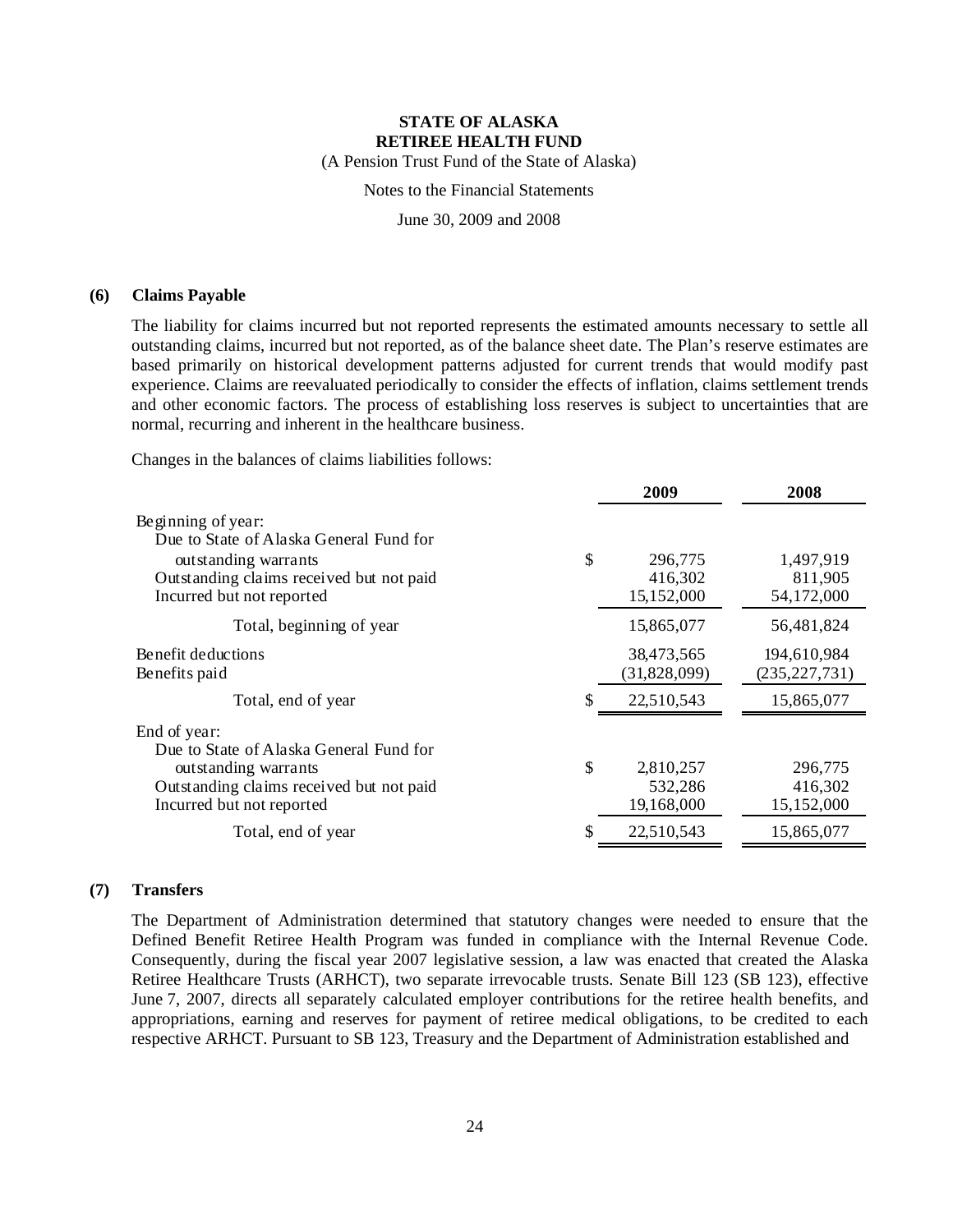**STATE OF ALASKA**
**RETIREE HEALTH FUND**
(A Pension Trust Fund of the State of Alaska)

Notes to the Financial Statements

June 30, 2009 and 2008

## (6) Claims Payable

The liability for claims incurred but not reported represents the estimated amounts necessary to settle all outstanding claims, incurred but not reported, as of the balance sheet date. The Plan's reserve estimates are based primarily on historical development patterns adjusted for current trends that would modify past experience. Claims are reevaluated periodically to consider the effects of inflation, claims settlement trends and other economic factors. The process of establishing loss reserves is subject to uncertainties that are normal, recurring and inherent in the healthcare business.

Changes in the balances of claims liabilities follows:

| | 2009 | 2008 |
|---|---|---|
| Beginning of year: | | |
| Due to State of Alaska General Fund for outstanding warrants | $ 296,775 | 1,497,919 |
| Outstanding claims received but not paid | 416,302 | 811,905 |
| Incurred but not reported | 15,152,000 | 54,172,000 |
| Total, beginning of year | 15,865,077 | 56,481,824 |
| Benefit deductions | 38,473,565 | 194,610,984 |
| Benefits paid | (31,828,099) | (235,227,731) |
| Total, end of year | $ 22,510,543 | 15,865,077 |
| End of year: | | |
| Due to State of Alaska General Fund for outstanding warrants | $ 2,810,257 | 296,775 |
| Outstanding claims received but not paid | 532,286 | 416,302 |
| Incurred but not reported | 19,168,000 | 15,152,000 |
| Total, end of year | $ 22,510,543 | 15,865,077 |

## (7) Transfers

The Department of Administration determined that statutory changes were needed to ensure that the Defined Benefit Retiree Health Program was funded in compliance with the Internal Revenue Code. Consequently, during the fiscal year 2007 legislative session, a law was enacted that created the Alaska Retiree Healthcare Trusts (ARHCT), two separate irrevocable trusts. Senate Bill 123 (SB 123), effective June 7, 2007, directs all separately calculated employer contributions for the retiree health benefits, and appropriations, earning and reserves for payment of retiree medical obligations, to be credited to each respective ARHCT. Pursuant to SB 123, Treasury and the Department of Administration established and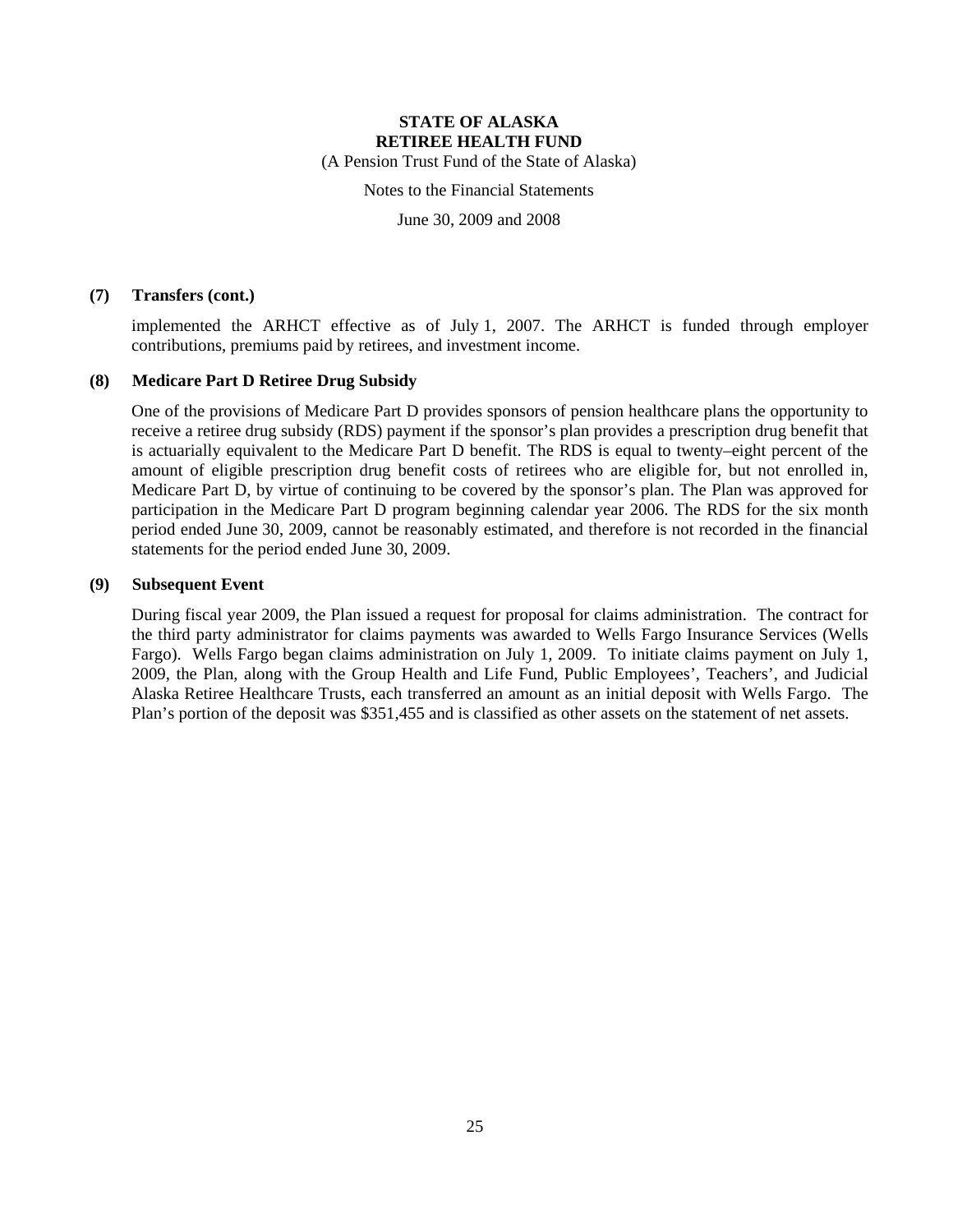### (7) Transfers (cont.)

implemented the ARHCT effective as of July 1, 2007. The ARHCT is funded through employer contributions, premiums paid by retirees, and investment income.

### (8) Medicare Part D Retiree Drug Subsidy

One of the provisions of Medicare Part D provides sponsors of pension healthcare plans the opportunity to receive a retiree drug subsidy (RDS) payment if the sponsor's plan provides a prescription drug benefit that is actuarially equivalent to the Medicare Part D benefit. The RDS is equal to twenty–eight percent of the amount of eligible prescription drug benefit costs of retirees who are eligible for, but not enrolled in, Medicare Part D, by virtue of continuing to be covered by the sponsor's plan. The Plan was approved for participation in the Medicare Part D program beginning calendar year 2006. The RDS for the six month period ended June 30, 2009, cannot be reasonably estimated, and therefore is not recorded in the financial statements for the period ended June 30, 2009.

### (9) Subsequent Event

During fiscal year 2009, the Plan issued a request for proposal for claims administration. The contract for the third party administrator for claims payments was awarded to Wells Fargo Insurance Services (Wells Fargo). Wells Fargo began claims administration on July 1, 2009. To initiate claims payment on July 1, 2009, the Plan, along with the Group Health and Life Fund, Public Employees', Teachers', and Judicial Alaska Retiree Healthcare Trusts, each transferred an amount as an initial deposit with Wells Fargo. The Plan's portion of the deposit was $351,455 and is classified as other assets on the statement of net assets.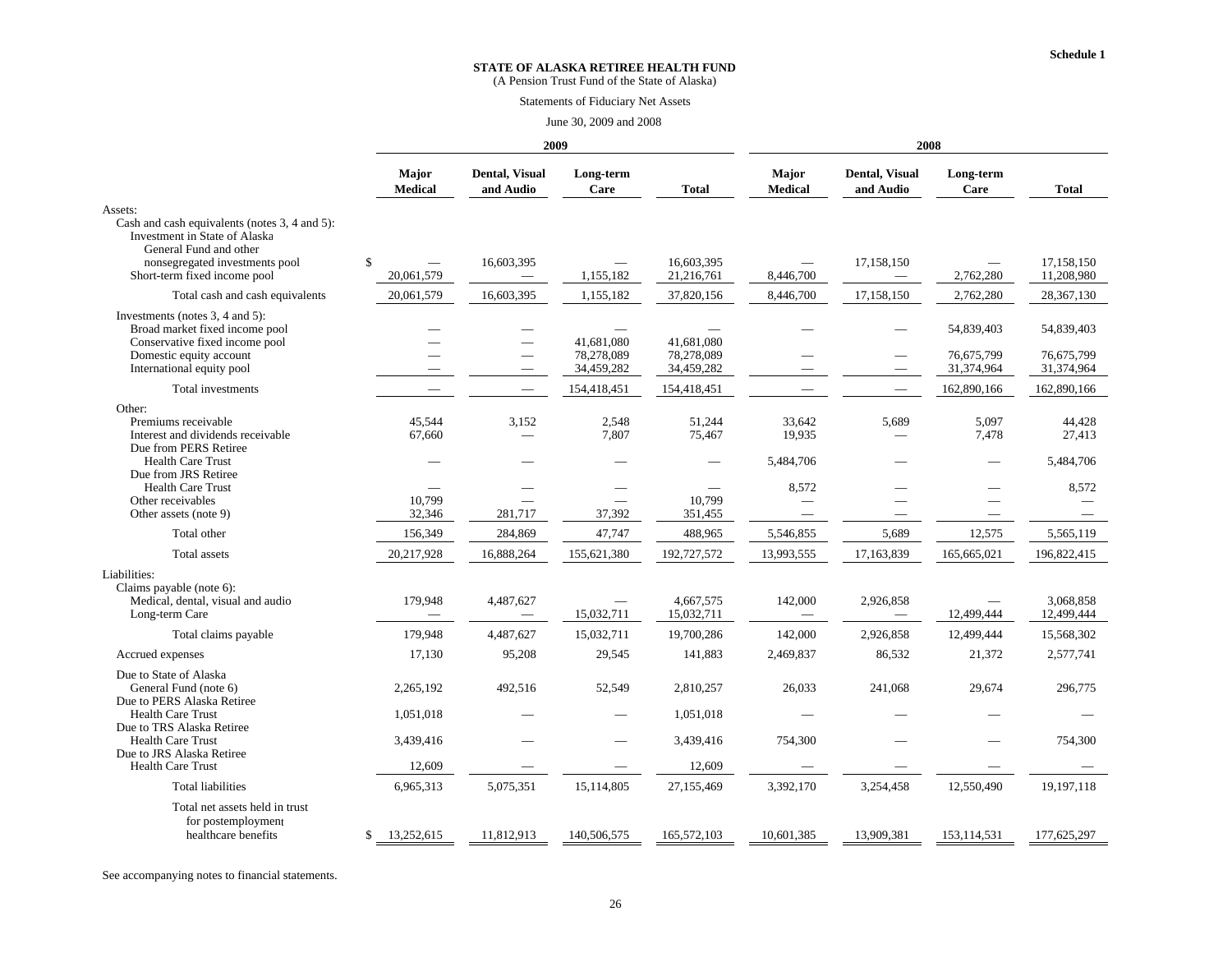**Schedule 1**

# STATE OF ALASKA RETIREE HEALTH FUND

(A Pension Trust Fund of the State of Alaska)

Statements of Fiduciary Net Assets

June 30, 2009 and 2008

| | 2009 | | | | 2008 | | | |
|---|---|---|---|---|---|---|---|---|
| | **Major Medical** | **Dental, Visual and Audio** | **Long-term Care** | **Total** | **Major Medical** | **Dental, Visual and Audio** | **Long-term Care** | **Total** |
| Assets: | | | | | | | | |
| Cash and cash equivalents (notes 3, 4 and 5): | | | | | | | | |
| Investment in State of Alaska General Fund and other nonsegregated investments pool | $ — | 16,603,395 | — | 16,603,395 | — | 17,158,150 | — | 17,158,150 |
| Short-term fixed income pool | 20,061,579 | — | 1,155,182 | 21,216,761 | 8,446,700 | — | 2,762,280 | 11,208,980 |
| Total cash and cash equivalents | 20,061,579 | 16,603,395 | 1,155,182 | 37,820,156 | 8,446,700 | 17,158,150 | 2,762,280 | 28,367,130 |
| Investments (notes 3, 4 and 5): | | | | | | | | |
| Broad market fixed income pool | — | — | — | — | — | — | 54,839,403 | 54,839,403 |
| Conservative fixed income pool | — | — | 41,681,080 | 41,681,080 | | | | |
| Domestic equity account | — | — | 78,278,089 | 78,278,089 | — | — | 76,675,799 | 76,675,799 |
| International equity pool | — | — | 34,459,282 | 34,459,282 | — | — | 31,374,964 | 31,374,964 |
| Total investments | — | — | 154,418,451 | 154,418,451 | — | — | 162,890,166 | 162,890,166 |
| Other: | | | | | | | | |
| Premiums receivable | 45,544 | 3,152 | 2,548 | 51,244 | 33,642 | 5,689 | 5,097 | 44,428 |
| Interest and dividends receivable | 67,660 | — | 7,807 | 75,467 | 19,935 | — | 7,478 | 27,413 |
| Due from PERS Retiree Health Care Trust | — | — | — | — | 5,484,706 | — | — | 5,484,706 |
| Due from JRS Retiree Health Care Trust | — | — | — | — | 8,572 | — | — | 8,572 |
| Other receivables | 10,799 | — | — | 10,799 | — | — | — | — |
| Other assets (note 9) | 32,346 | 281,717 | 37,392 | 351,455 | — | — | — | — |
| Total other | 156,349 | 284,869 | 47,747 | 488,965 | 5,546,855 | 5,689 | 12,575 | 5,565,119 |
| Total assets | 20,217,928 | 16,888,264 | 155,621,380 | 192,727,572 | 13,993,555 | 17,163,839 | 165,665,021 | 196,822,415 |
| Liabilities: | | | | | | | | |
| Claims payable (note 6): | | | | | | | | |
| Medical, dental, visual and audio | 179,948 | 4,487,627 | — | 4,667,575 | 142,000 | 2,926,858 | — | 3,068,858 |
| Long-term Care | — | — | 15,032,711 | 15,032,711 | — | — | 12,499,444 | 12,499,444 |
| Total claims payable | 179,948 | 4,487,627 | 15,032,711 | 19,700,286 | 142,000 | 2,926,858 | 12,499,444 | 15,568,302 |
| Accrued expenses | 17,130 | 95,208 | 29,545 | 141,883 | 2,469,837 | 86,532 | 21,372 | 2,577,741 |
| Due to State of Alaska General Fund (note 6) | 2,265,192 | 492,516 | 52,549 | 2,810,257 | 26,033 | 241,068 | 29,674 | 296,775 |
| Due to PERS Alaska Retiree Health Care Trust | 1,051,018 | — | — | 1,051,018 | — | — | — | — |
| Due to TRS Alaska Retiree Health Care Trust | 3,439,416 | — | — | 3,439,416 | 754,300 | — | — | 754,300 |
| Due to JRS Alaska Retiree Health Care Trust | 12,609 | — | — | 12,609 | — | — | — | — |
| Total liabilities | 6,965,313 | 5,075,351 | 15,114,805 | 27,155,469 | 3,392,170 | 3,254,458 | 12,550,490 | 19,197,118 |
| Total net assets held in trust for postemployment healthcare benefits | $ 13,252,615 | 11,812,913 | 140,506,575 | 165,572,103 | 10,601,385 | 13,909,381 | 153,114,531 | 177,625,297 |

See accompanying notes to financial statements.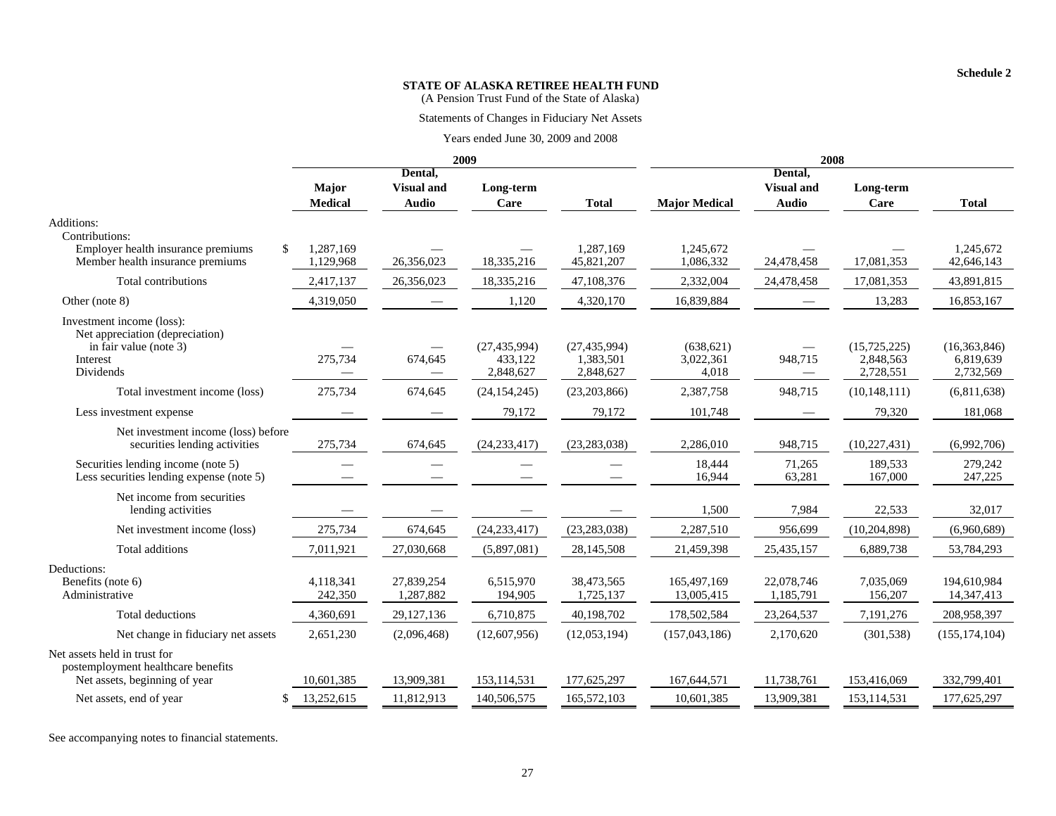**Schedule 2**

**STATE OF ALASKA RETIREE HEALTH FUND**

(A Pension Trust Fund of the State of Alaska)

Statements of Changes in Fiduciary Net Assets

Years ended June 30, 2009 and 2008

| | 2009 | | | | 2008 | | | |
|---|---|---|---|---|---|---|---|---|
| | Major Medical | Dental, Visual and Audio | Long-term Care | Total | Major Medical | Dental, Visual and Audio | Long-term Care | Total |
| Additions: | | | | | | | | |
| Contributions: | | | | | | | | |
| Employer health insurance premiums | $ 1,287,169 | — | — | 1,287,169 | 1,245,672 | — | — | 1,245,672 |
| Member health insurance premiums | 1,129,968 | 26,356,023 | 18,335,216 | 45,821,207 | 1,086,332 | 24,478,458 | 17,081,353 | 42,646,143 |
| Total contributions | 2,417,137 | 26,356,023 | 18,335,216 | 47,108,376 | 2,332,004 | 24,478,458 | 17,081,353 | 43,891,815 |
| Other (note 8) | 4,319,050 | — | 1,120 | 4,320,170 | 16,839,884 | — | 13,283 | 16,853,167 |
| Investment income (loss): | | | | | | | | |
| Net appreciation (depreciation) in fair value (note 3) | — | — | (27,435,994) | (27,435,994) | (638,621) | — | (15,725,225) | (16,363,846) |
| Interest | 275,734 | 674,645 | 433,122 | 1,383,501 | 3,022,361 | 948,715 | 2,848,563 | 6,819,639 |
| Dividends | — | — | 2,848,627 | 2,848,627 | 4,018 | — | 2,728,551 | 2,732,569 |
| Total investment income (loss) | 275,734 | 674,645 | (24,154,245) | (23,203,866) | 2,387,758 | 948,715 | (10,148,111) | (6,811,638) |
| Less investment expense | — | — | 79,172 | 79,172 | 101,748 | — | 79,320 | 181,068 |
| Net investment income (loss) before securities lending activities | 275,734 | 674,645 | (24,233,417) | (23,283,038) | 2,286,010 | 948,715 | (10,227,431) | (6,992,706) |
| Securities lending income (note 5) | — | — | — | — | 18,444 | 71,265 | 189,533 | 279,242 |
| Less securities lending expense (note 5) | — | — | — | — | 16,944 | 63,281 | 167,000 | 247,225 |
| Net income from securities lending activities | — | — | — | — | 1,500 | 7,984 | 22,533 | 32,017 |
| Net investment income (loss) | 275,734 | 674,645 | (24,233,417) | (23,283,038) | 2,287,510 | 956,699 | (10,204,898) | (6,960,689) |
| Total additions | 7,011,921 | 27,030,668 | (5,897,081) | 28,145,508 | 21,459,398 | 25,435,157 | 6,889,738 | 53,784,293 |
| Deductions: | | | | | | | | |
| Benefits (note 6) | 4,118,341 | 27,839,254 | 6,515,970 | 38,473,565 | 165,497,169 | 22,078,746 | 7,035,069 | 194,610,984 |
| Administrative | 242,350 | 1,287,882 | 194,905 | 1,725,137 | 13,005,415 | 1,185,791 | 156,207 | 14,347,413 |
| Total deductions | 4,360,691 | 29,127,136 | 6,710,875 | 40,198,702 | 178,502,584 | 23,264,537 | 7,191,276 | 208,958,397 |
| Net change in fiduciary net assets | 2,651,230 | (2,096,468) | (12,607,956) | (12,053,194) | (157,043,186) | 2,170,620 | (301,538) | (155,174,104) |
| Net assets held in trust for postemployment healthcare benefits | | | | | | | | |
| Net assets, beginning of year | 10,601,385 | 13,909,381 | 153,114,531 | 177,625,297 | 167,644,571 | 11,738,761 | 153,416,069 | 332,799,401 |
| Net assets, end of year | $ 13,252,615 | 11,812,913 | 140,506,575 | 165,572,103 | 10,601,385 | 13,909,381 | 153,114,531 | 177,625,297 |

See accompanying notes to financial statements.